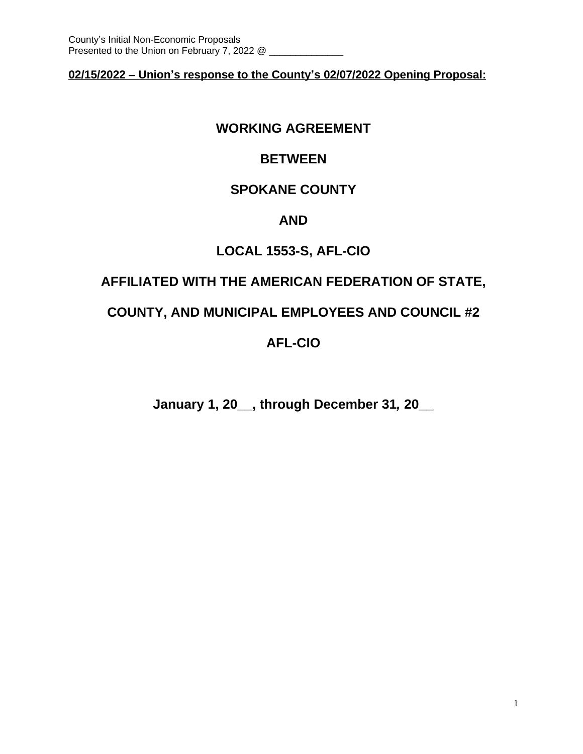County's Initial Non-Economic Proposals
Presented to the Union on February 7, 2022 @ _____________

**02/15/2022 – Union's response to the County's 02/07/2022 Opening Proposal:**

# WORKING AGREEMENT

# BETWEEN

# SPOKANE COUNTY

# AND

# LOCAL 1553-S, AFL-CIO

# AFFILIATED WITH THE AMERICAN FEDERATION OF STATE, COUNTY, AND MUNICIPAL EMPLOYEES AND COUNCIL #2

# AFL-CIO

**January 1, 20__, through December 31, 20__**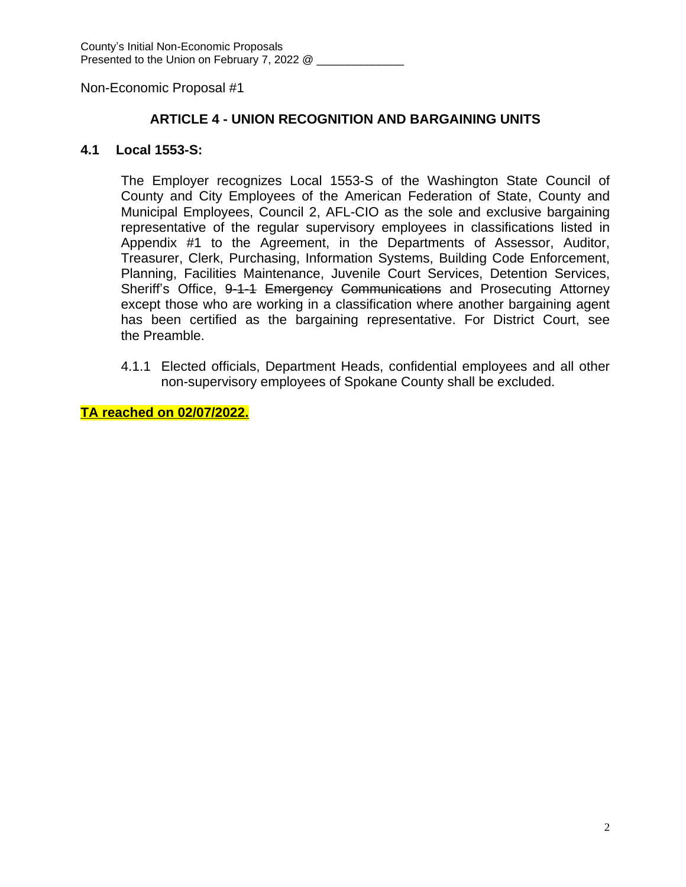County's Initial Non-Economic Proposals
Presented to the Union on February 7, 2022 @ ______________

Non-Economic Proposal #1

## ARTICLE 4 - UNION RECOGNITION AND BARGAINING UNITS

### 4.1 Local 1553-S:

The Employer recognizes Local 1553-S of the Washington State Council of County and City Employees of the American Federation of State, County and Municipal Employees, Council 2, AFL-CIO as the sole and exclusive bargaining representative of the regular supervisory employees in classifications listed in Appendix #1 to the Agreement, in the Departments of Assessor, Auditor, Treasurer, Clerk, Purchasing, Information Systems, Building Code Enforcement, Planning, Facilities Maintenance, Juvenile Court Services, Detention Services, Sheriff's Office, ~~9-1-1 Emergency Communications~~ and Prosecuting Attorney except those who are working in a classification where another bargaining agent has been certified as the bargaining representative. For District Court, see the Preamble.

4.1.1 Elected officials, Department Heads, confidential employees and all other non-supervisory employees of Spokane County shall be excluded.

**TA reached on 02/07/2022.**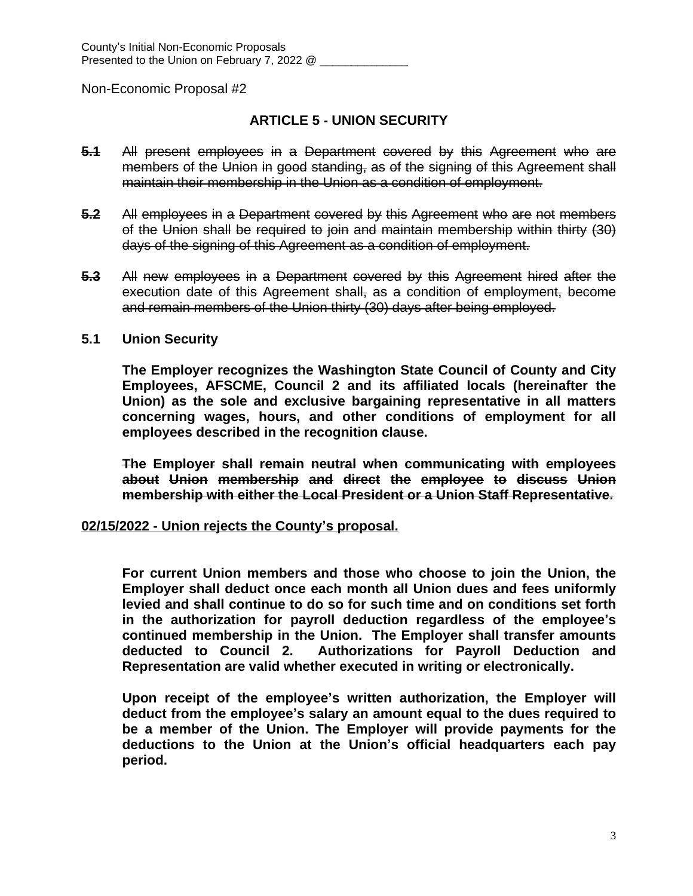County's Initial Non-Economic Proposals
Presented to the Union on February 7, 2022 @ ______________

Non-Economic Proposal #2

## ARTICLE 5 - UNION SECURITY

~~**5.1** All present employees in a Department covered by this Agreement who are members of the Union in good standing, as of the signing of this Agreement shall maintain their membership in the Union as a condition of employment.~~

~~**5.2** All employees in a Department covered by this Agreement who are not members of the Union shall be required to join and maintain membership within thirty (30) days of the signing of this Agreement as a condition of employment.~~

~~**5.3** All new employees in a Department covered by this Agreement hired after the execution date of this Agreement shall, as a condition of employment, become and remain members of the Union thirty (30) days after being employed.~~

**5.1 Union Security**

**The Employer recognizes the Washington State Council of County and City Employees, AFSCME, Council 2 and its affiliated locals (hereinafter the Union) as the sole and exclusive bargaining representative in all matters concerning wages, hours, and other conditions of employment for all employees described in the recognition clause.**

~~**The Employer shall remain neutral when communicating with employees about Union membership and direct the employee to discuss Union membership with either the Local President or a Union Staff Representative.**~~

**<u>02/15/2022 - Union rejects the County's proposal.</u>**

**For current Union members and those who choose to join the Union, the Employer shall deduct once each month all Union dues and fees uniformly levied and shall continue to do so for such time and on conditions set forth in the authorization for payroll deduction regardless of the employee's continued membership in the Union. The Employer shall transfer amounts deducted to Council 2. Authorizations for Payroll Deduction and Representation are valid whether executed in writing or electronically.**

**Upon receipt of the employee's written authorization, the Employer will deduct from the employee's salary an amount equal to the dues required to be a member of the Union. The Employer will provide payments for the deductions to the Union at the Union's official headquarters each pay period.**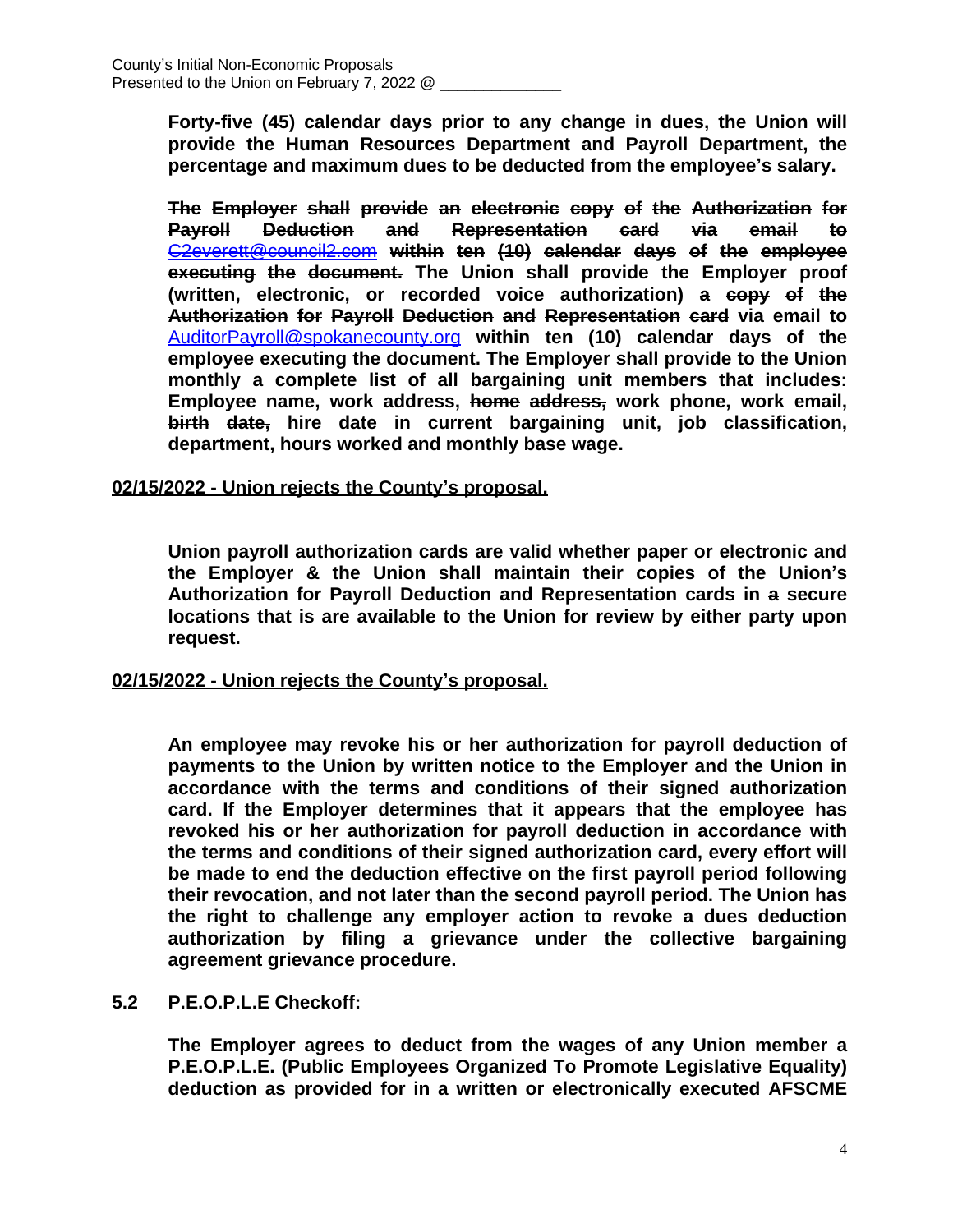**Forty-five (45) calendar days prior to any change in dues, the Union will provide the Human Resources Department and Payroll Department, the percentage and maximum dues to be deducted from the employee's salary.**

**~~The Employer shall provide an electronic copy of the Authorization for Payroll Deduction and Representation card via email to~~ ~~C2everett@council2.com~~ within ten (10) ~~calendar days of the employee executing the document.~~ The Union shall provide the Employer proof (written, electronic, or recorded voice authorization) ~~a copy of the Authorization for Payroll Deduction and Representation card~~ via email to AuditorPayroll@spokanecounty.org within ten (10) calendar days of the employee executing the document. The Employer shall provide to the Union monthly a complete list of all bargaining unit members that includes: Employee name, work address, ~~home address,~~ work phone, work email, ~~birth date,~~ hire date in current bargaining unit, job classification, department, hours worked and monthly base wage.**

**02/15/2022 - Union rejects the County's proposal.**

**Union payroll authorization cards are valid whether paper or electronic and the Employer & the Union shall maintain their copies of the Union's Authorization for Payroll Deduction and Representation cards in ~~a~~ secure locations that ~~is~~ are available ~~to the Union~~ for review by either party upon request.**

**02/15/2022 - Union rejects the County's proposal.**

**An employee may revoke his or her authorization for payroll deduction of payments to the Union by written notice to the Employer and the Union in accordance with the terms and conditions of their signed authorization card. If the Employer determines that it appears that the employee has revoked his or her authorization for payroll deduction in accordance with the terms and conditions of their signed authorization card, every effort will be made to end the deduction effective on the first payroll period following their revocation, and not later than the second payroll period. The Union has the right to challenge any employer action to revoke a dues deduction authorization by filing a grievance under the collective bargaining agreement grievance procedure.**

**5.2 P.E.O.P.L.E Checkoff:**

**The Employer agrees to deduct from the wages of any Union member a P.E.O.P.L.E. (Public Employees Organized To Promote Legislative Equality) deduction as provided for in a written or electronically executed AFSCME**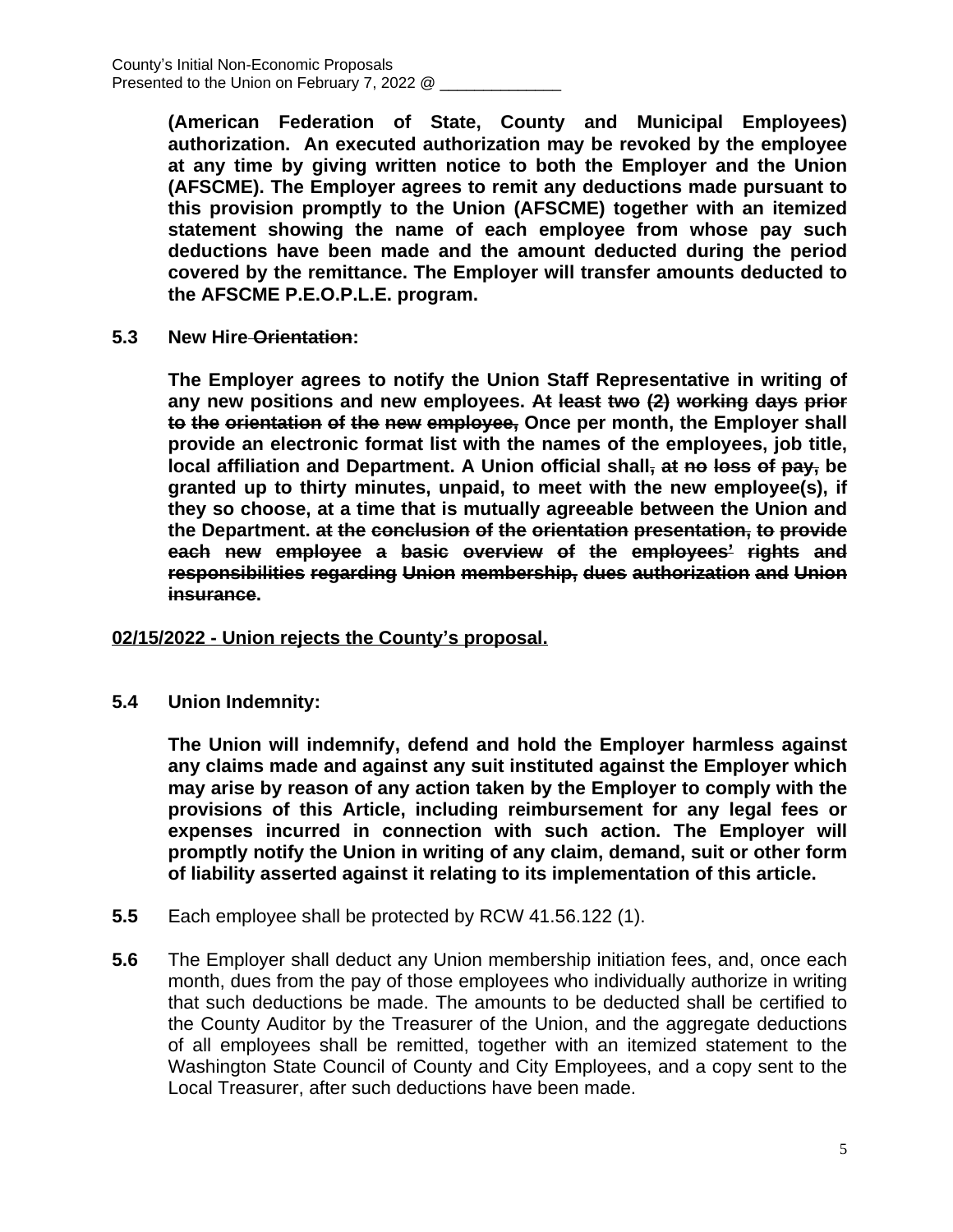**(American Federation of State, County and Municipal Employees) authorization. An executed authorization may be revoked by the employee at any time by giving written notice to both the Employer and the Union (AFSCME). The Employer agrees to remit any deductions made pursuant to this provision promptly to the Union (AFSCME) together with an itemized statement showing the name of each employee from whose pay such deductions have been made and the amount deducted during the period covered by the remittance. The Employer will transfer amounts deducted to the AFSCME P.E.O.P.L.E. program.**

**5.3 New Hire ~~Orientation~~:**

**The Employer agrees to notify the Union Staff Representative in writing of any new positions and new employees. ~~At least two (2) working days prior to the orientation of the new employee,~~ Once per month, the Employer shall provide an electronic format list with the names of the employees, job title, local affiliation and Department. A Union official shall~~, at no loss of pay,~~ be granted up to thirty minutes, unpaid, to meet with the new employee(s), if they so choose, at a time that is mutually agreeable between the Union and the Department. ~~at the conclusion of the orientation presentation, to provide each new employee a basic overview of the employees' rights and responsibilities regarding Union membership, dues authorization and Union insurance~~.**

<u>**02/15/2022 - Union rejects the County's proposal.**</u>

**5.4 Union Indemnity:**

**The Union will indemnify, defend and hold the Employer harmless against any claims made and against any suit instituted against the Employer which may arise by reason of any action taken by the Employer to comply with the provisions of this Article, including reimbursement for any legal fees or expenses incurred in connection with such action. The Employer will promptly notify the Union in writing of any claim, demand, suit or other form of liability asserted against it relating to its implementation of this article.**

**5.5** Each employee shall be protected by RCW 41.56.122 (1).

**5.6** The Employer shall deduct any Union membership initiation fees, and, once each month, dues from the pay of those employees who individually authorize in writing that such deductions be made. The amounts to be deducted shall be certified to the County Auditor by the Treasurer of the Union, and the aggregate deductions of all employees shall be remitted, together with an itemized statement to the Washington State Council of County and City Employees, and a copy sent to the Local Treasurer, after such deductions have been made.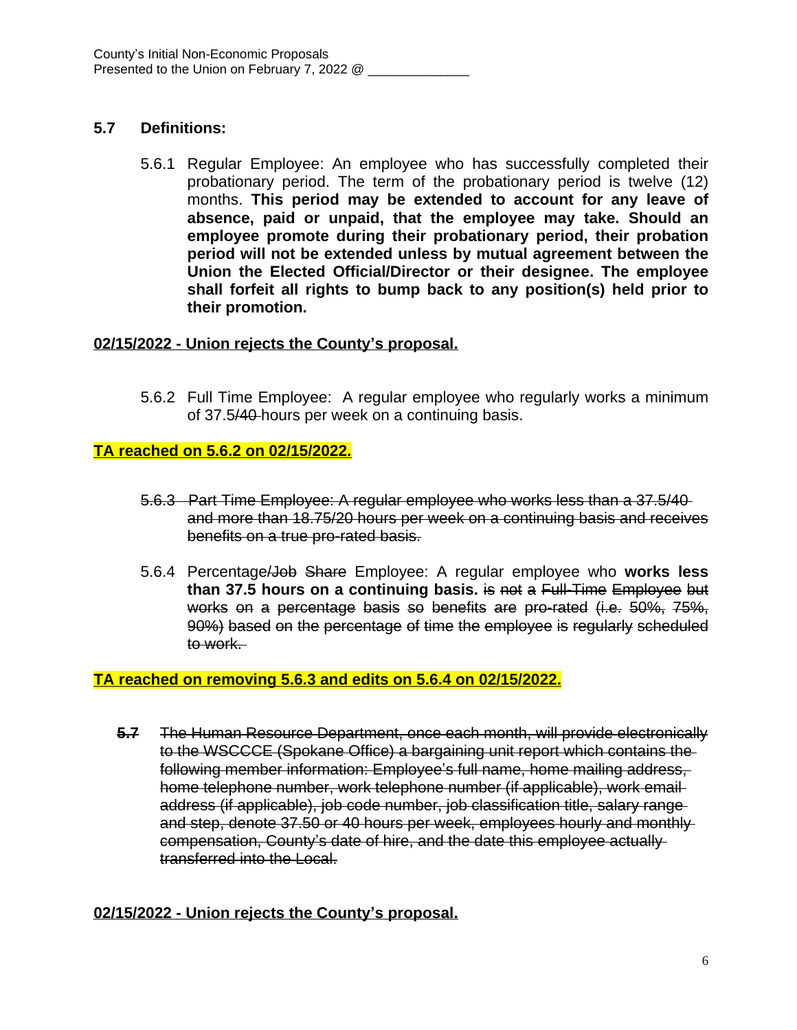County's Initial Non-Economic Proposals
Presented to the Union on February 7, 2022 @ ______________

## 5.7 Definitions:

5.6.1 Regular Employee: An employee who has successfully completed their probationary period. The term of the probationary period is twelve (12) months. **This period may be extended to account for any leave of absence, paid or unpaid, that the employee may take. Should an employee promote during their probationary period, their probation period will not be extended unless by mutual agreement between the Union the Elected Official/Director or their designee. The employee shall forfeit all rights to bump back to any position(s) held prior to their promotion.**

**<u>02/15/2022 - Union rejects the County's proposal.</u>**

5.6.2 Full Time Employee: A regular employee who regularly works a minimum of 37.5~~/40~~ hours per week on a continuing basis.

**<u>TA reached on 5.6.2 on 02/15/2022.</u>**

~~5.6.3 Part Time Employee: A regular employee who works less than a 37.5/40 and more than 18.75/20 hours per week on a continuing basis and receives benefits on a true pro-rated basis.~~

5.6.4 Percentage~~/Job Share~~ Employee: A regular employee who **works less than 37.5 hours on a continuing basis.** ~~is not a Full-Time Employee but works on a percentage basis so benefits are pro-rated (i.e. 50%, 75%, 90%) based on the percentage of time the employee is regularly scheduled to work.~~

**<u>TA reached on removing 5.6.3 and edits on 5.6.4 on 02/15/2022.</u>**

~~**5.7** The Human Resource Department, once each month, will provide electronically to the WSCCCE (Spokane Office) a bargaining unit report which contains the following member information: Employee's full name, home mailing address, home telephone number, work telephone number (if applicable), work email address (if applicable), job code number, job classification title, salary range and step, denote 37.50 or 40 hours per week, employees hourly and monthly compensation, County's date of hire, and the date this employee actually transferred into the Local.~~

**<u>02/15/2022 - Union rejects the County's proposal.</u>**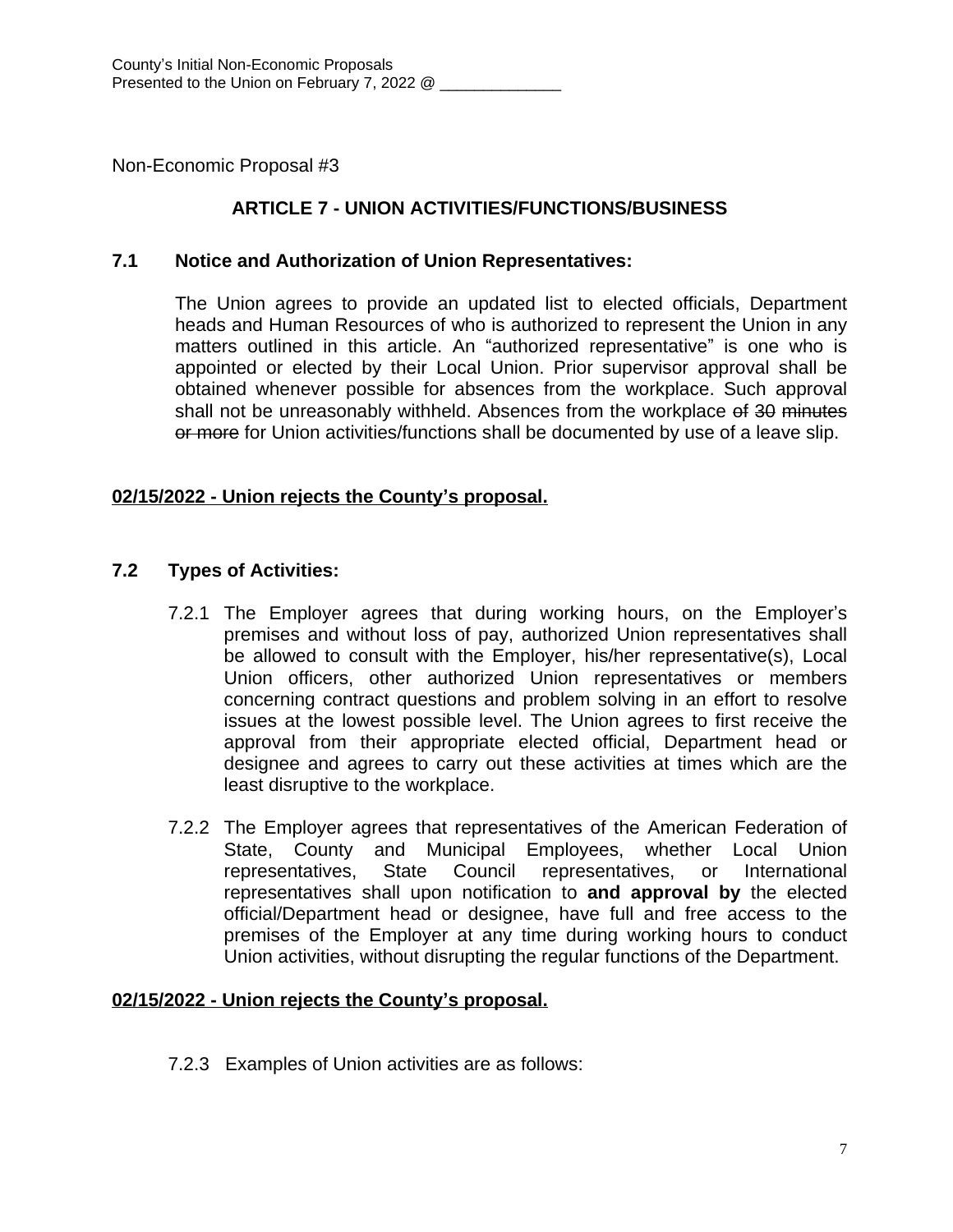County's Initial Non-Economic Proposals
Presented to the Union on February 7, 2022 @ ______________

Non-Economic Proposal #3

## ARTICLE 7 - UNION ACTIVITIES/FUNCTIONS/BUSINESS

### 7.1 Notice and Authorization of Union Representatives:

The Union agrees to provide an updated list to elected officials, Department heads and Human Resources of who is authorized to represent the Union in any matters outlined in this article. An "authorized representative" is one who is appointed or elected by their Local Union. Prior supervisor approval shall be obtained whenever possible for absences from the workplace. Such approval shall not be unreasonably withheld. Absences from the workplace ~~of 30 minutes or more~~ for Union activities/functions shall be documented by use of a leave slip.

**<u>02/15/2022 - Union rejects the County's proposal.</u>**

### 7.2 Types of Activities:

7.2.1 The Employer agrees that during working hours, on the Employer's premises and without loss of pay, authorized Union representatives shall be allowed to consult with the Employer, his/her representative(s), Local Union officers, other authorized Union representatives or members concerning contract questions and problem solving in an effort to resolve issues at the lowest possible level. The Union agrees to first receive the approval from their appropriate elected official, Department head or designee and agrees to carry out these activities at times which are the least disruptive to the workplace.

7.2.2 The Employer agrees that representatives of the American Federation of State, County and Municipal Employees, whether Local Union representatives, State Council representatives, or International representatives shall upon notification to **and approval by** the elected official/Department head or designee, have full and free access to the premises of the Employer at any time during working hours to conduct Union activities, without disrupting the regular functions of the Department.

**<u>02/15/2022 - Union rejects the County's proposal.</u>**

7.2.3 Examples of Union activities are as follows: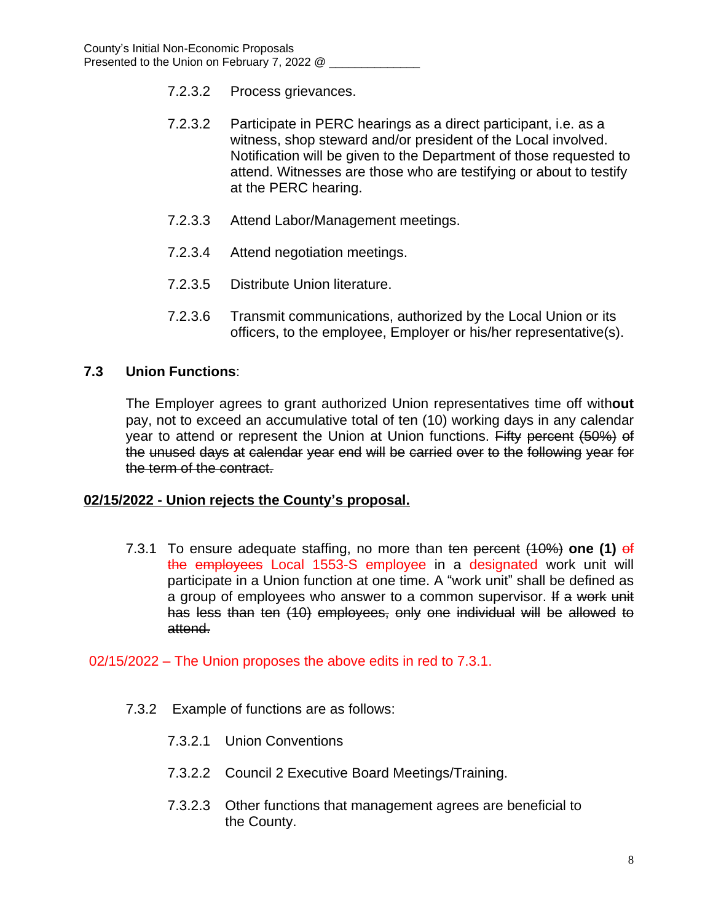7.2.3.2 Process grievances.

7.2.3.2 Participate in PERC hearings as a direct participant, i.e. as a witness, shop steward and/or president of the Local involved. Notification will be given to the Department of those requested to attend. Witnesses are those who are testifying or about to testify at the PERC hearing.

7.2.3.3 Attend Labor/Management meetings.

7.2.3.4 Attend negotiation meetings.

7.2.3.5 Distribute Union literature.

7.2.3.6 Transmit communications, authorized by the Local Union or its officers, to the employee, Employer or his/her representative(s).

**7.3 Union Functions**:

The Employer agrees to grant authorized Union representatives time off with**out** pay, not to exceed an accumulative total of ten (10) working days in any calendar year to attend or represent the Union at Union functions. ~~Fifty percent (50%) of the unused days at calendar year end will be carried over to the following year for the term of the contract.~~

**<u>02/15/2022 - Union rejects the County's proposal.</u>**

7.3.1 To ensure adequate staffing, no more than ~~ten percent (10%)~~ **one (1)** ~~of the employees~~ Local 1553-S employee in a designated work unit will participate in a Union function at one time. A "work unit" shall be defined as a group of employees who answer to a common supervisor. ~~If a work unit has less than ten (10) employees, only one individual will be allowed to attend.~~

02/15/2022 – The Union proposes the above edits in red to 7.3.1.

7.3.2 Example of functions are as follows:

7.3.2.1 Union Conventions

7.3.2.2 Council 2 Executive Board Meetings/Training.

7.3.2.3 Other functions that management agrees are beneficial to the County.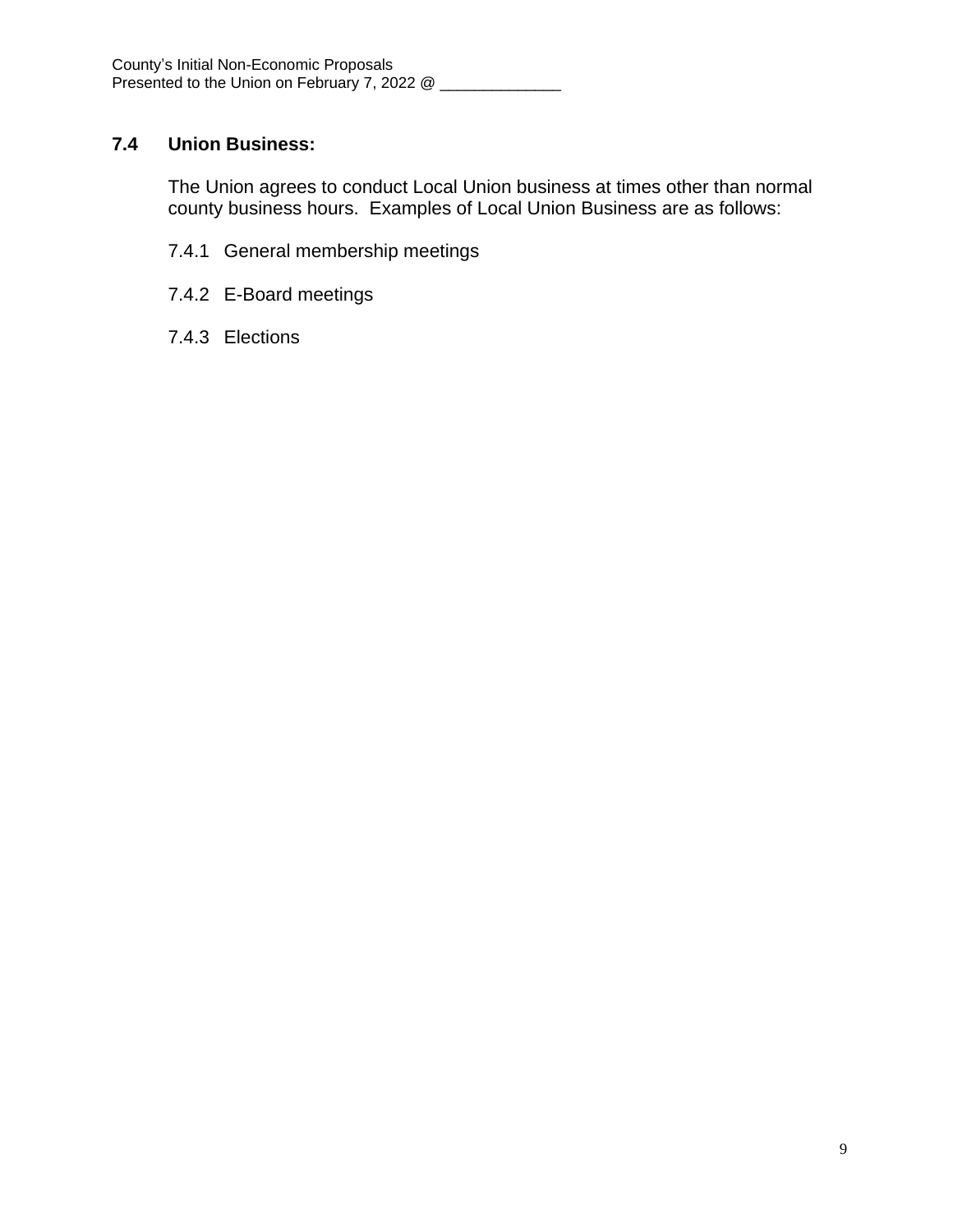### 7.4 Union Business:

The Union agrees to conduct Local Union business at times other than normal county business hours. Examples of Local Union Business are as follows:

7.4.1 General membership meetings

7.4.2 E-Board meetings

7.4.3 Elections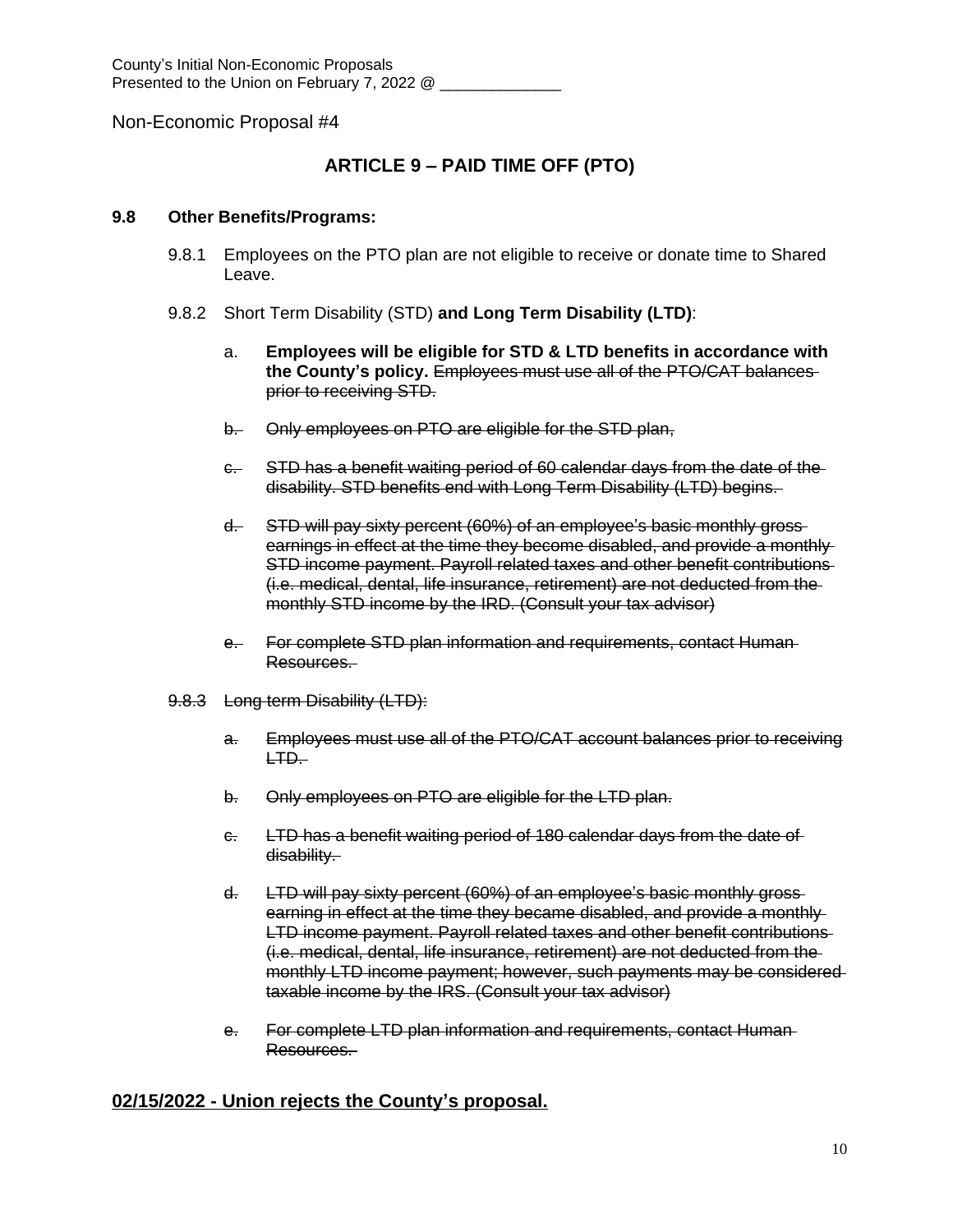County's Initial Non-Economic Proposals
Presented to the Union on February 7, 2022 @ ______________

Non-Economic Proposal #4

## ARTICLE 9 – PAID TIME OFF (PTO)

**9.8 Other Benefits/Programs:**

9.8.1 Employees on the PTO plan are not eligible to receive or donate time to Shared Leave.

9.8.2 Short Term Disability (STD) **and Long Term Disability (LTD)**:

a. **Employees will be eligible for STD & LTD benefits in accordance with the County's policy.** ~~Employees must use all of the PTO/CAT balances prior to receiving STD.~~

~~b. Only employees on PTO are eligible for the STD plan,~~

~~c. STD has a benefit waiting period of 60 calendar days from the date of the disability. STD benefits end with Long Term Disability (LTD) begins.~~

~~d. STD will pay sixty percent (60%) of an employee's basic monthly gross earnings in effect at the time they become disabled, and provide a monthly STD income payment. Payroll related taxes and other benefit contributions (i.e. medical, dental, life insurance, retirement) are not deducted from the monthly STD income by the IRD. (Consult your tax advisor)~~

~~e. For complete STD plan information and requirements, contact Human Resources.~~

~~9.8.3 Long term Disability (LTD):~~

~~a. Employees must use all of the PTO/CAT account balances prior to receiving LTD.~~

~~b. Only employees on PTO are eligible for the LTD plan.~~

~~c. LTD has a benefit waiting period of 180 calendar days from the date of disability.~~

~~d. LTD will pay sixty percent (60%) of an employee's basic monthly gross earning in effect at the time they became disabled, and provide a monthly LTD income payment. Payroll related taxes and other benefit contributions (i.e. medical, dental, life insurance, retirement) are not deducted from the monthly LTD income payment; however, such payments may be considered taxable income by the IRS. (Consult your tax advisor)~~

~~e. For complete LTD plan information and requirements, contact Human Resources.~~

**02/15/2022 - Union rejects the County's proposal.**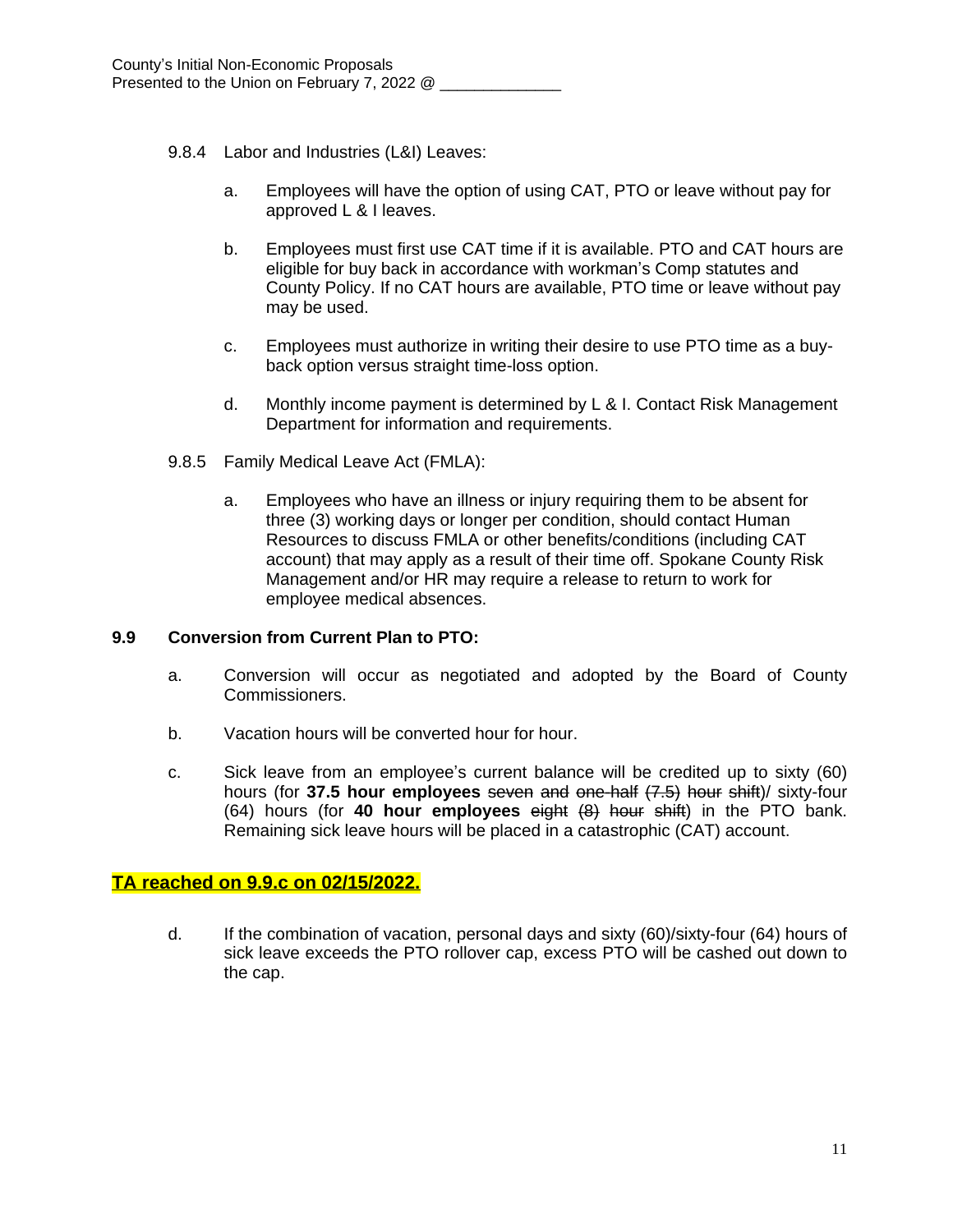County's Initial Non-Economic Proposals
Presented to the Union on February 7, 2022 @ ______________

9.8.4 Labor and Industries (L&I) Leaves:

a. Employees will have the option of using CAT, PTO or leave without pay for approved L & I leaves.

b. Employees must first use CAT time if it is available. PTO and CAT hours are eligible for buy back in accordance with workman's Comp statutes and County Policy. If no CAT hours are available, PTO time or leave without pay may be used.

c. Employees must authorize in writing their desire to use PTO time as a buy-back option versus straight time-loss option.

d. Monthly income payment is determined by L & I. Contact Risk Management Department for information and requirements.

9.8.5 Family Medical Leave Act (FMLA):

a. Employees who have an illness or injury requiring them to be absent for three (3) working days or longer per condition, should contact Human Resources to discuss FMLA or other benefits/conditions (including CAT account) that may apply as a result of their time off. Spokane County Risk Management and/or HR may require a release to return to work for employee medical absences.

### 9.9 Conversion from Current Plan to PTO:

a. Conversion will occur as negotiated and adopted by the Board of County Commissioners.

b. Vacation hours will be converted hour for hour.

c. Sick leave from an employee's current balance will be credited up to sixty (60) hours (for **37.5 hour employees** ~~seven and one-half (7.5) hour shift~~)/ sixty-four (64) hours (for **40 hour employees** ~~eight (8) hour shift~~) in the PTO bank. Remaining sick leave hours will be placed in a catastrophic (CAT) account.

**TA reached on 9.9.c on 02/15/2022.**

d. If the combination of vacation, personal days and sixty (60)/sixty-four (64) hours of sick leave exceeds the PTO rollover cap, excess PTO will be cashed out down to the cap.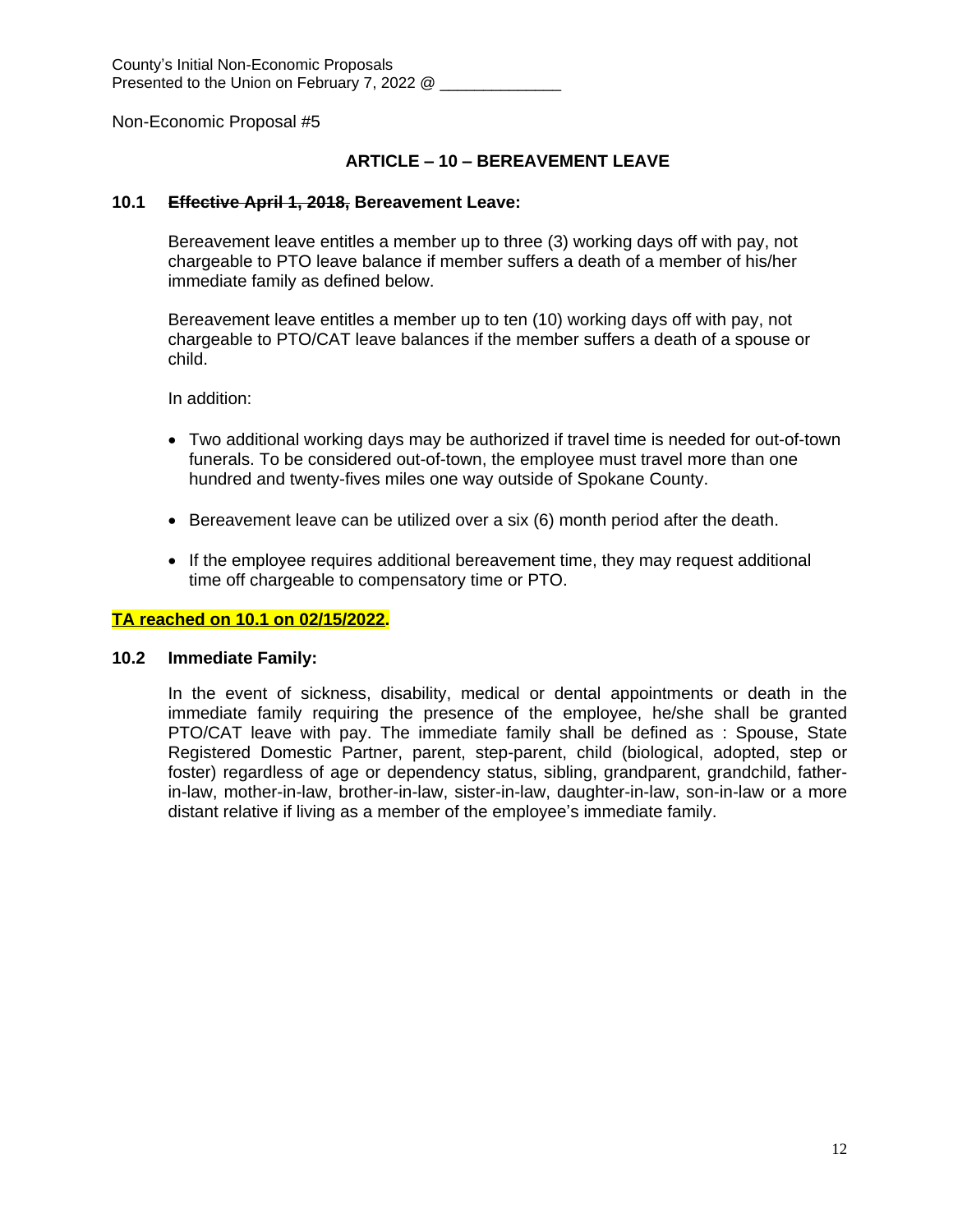County's Initial Non-Economic Proposals
Presented to the Union on February 7, 2022 @ ______________

Non-Economic Proposal #5

## ARTICLE – 10 – BEREAVEMENT LEAVE

**10.1 ~~Effective April 1, 2018,~~ Bereavement Leave:**

Bereavement leave entitles a member up to three (3) working days off with pay, not chargeable to PTO leave balance if member suffers a death of a member of his/her immediate family as defined below.

Bereavement leave entitles a member up to ten (10) working days off with pay, not chargeable to PTO/CAT leave balances if the member suffers a death of a spouse or child.

In addition:

- Two additional working days may be authorized if travel time is needed for out-of-town funerals. To be considered out-of-town, the employee must travel more than one hundred and twenty-fives miles one way outside of Spokane County.
- Bereavement leave can be utilized over a six (6) month period after the death.
- If the employee requires additional bereavement time, they may request additional time off chargeable to compensatory time or PTO.

**TA reached on 10.1 on 02/15/2022.**

**10.2 Immediate Family:**

In the event of sickness, disability, medical or dental appointments or death in the immediate family requiring the presence of the employee, he/she shall be granted PTO/CAT leave with pay. The immediate family shall be defined as : Spouse, State Registered Domestic Partner, parent, step-parent, child (biological, adopted, step or foster) regardless of age or dependency status, sibling, grandparent, grandchild, father-in-law, mother-in-law, brother-in-law, sister-in-law, daughter-in-law, son-in-law or a more distant relative if living as a member of the employee's immediate family.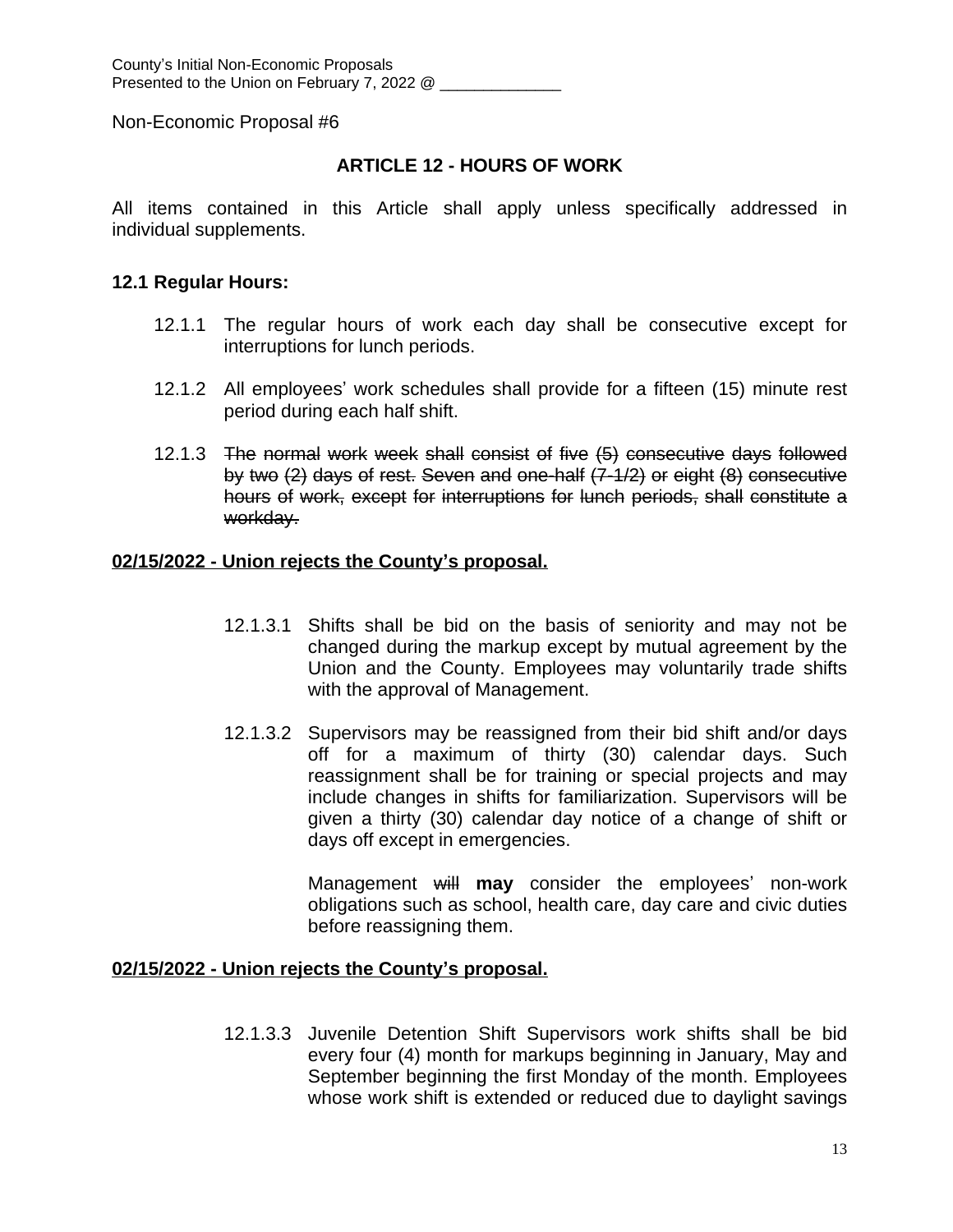County's Initial Non-Economic Proposals
Presented to the Union on February 7, 2022 @ ______________

Non-Economic Proposal #6

## ARTICLE 12 - HOURS OF WORK

All items contained in this Article shall apply unless specifically addressed in individual supplements.

### 12.1 Regular Hours:

12.1.1 The regular hours of work each day shall be consecutive except for interruptions for lunch periods.

12.1.2 All employees' work schedules shall provide for a fifteen (15) minute rest period during each half shift.

12.1.3 ~~The normal work week shall consist of five (5) consecutive days followed by two (2) days of rest. Seven and one-half (7-1/2) or eight (8) consecutive hours of work, except for interruptions for lunch periods, shall constitute a workday.~~

**02/15/2022 - Union rejects the County's proposal.**

12.1.3.1 Shifts shall be bid on the basis of seniority and may not be changed during the markup except by mutual agreement by the Union and the County. Employees may voluntarily trade shifts with the approval of Management.

12.1.3.2 Supervisors may be reassigned from their bid shift and/or days off for a maximum of thirty (30) calendar days. Such reassignment shall be for training or special projects and may include changes in shifts for familiarization. Supervisors will be given a thirty (30) calendar day notice of a change of shift or days off except in emergencies.

Management ~~will~~ **may** consider the employees' non-work obligations such as school, health care, day care and civic duties before reassigning them.

**02/15/2022 - Union rejects the County's proposal.**

12.1.3.3 Juvenile Detention Shift Supervisors work shifts shall be bid every four (4) month for markups beginning in January, May and September beginning the first Monday of the month. Employees whose work shift is extended or reduced due to daylight savings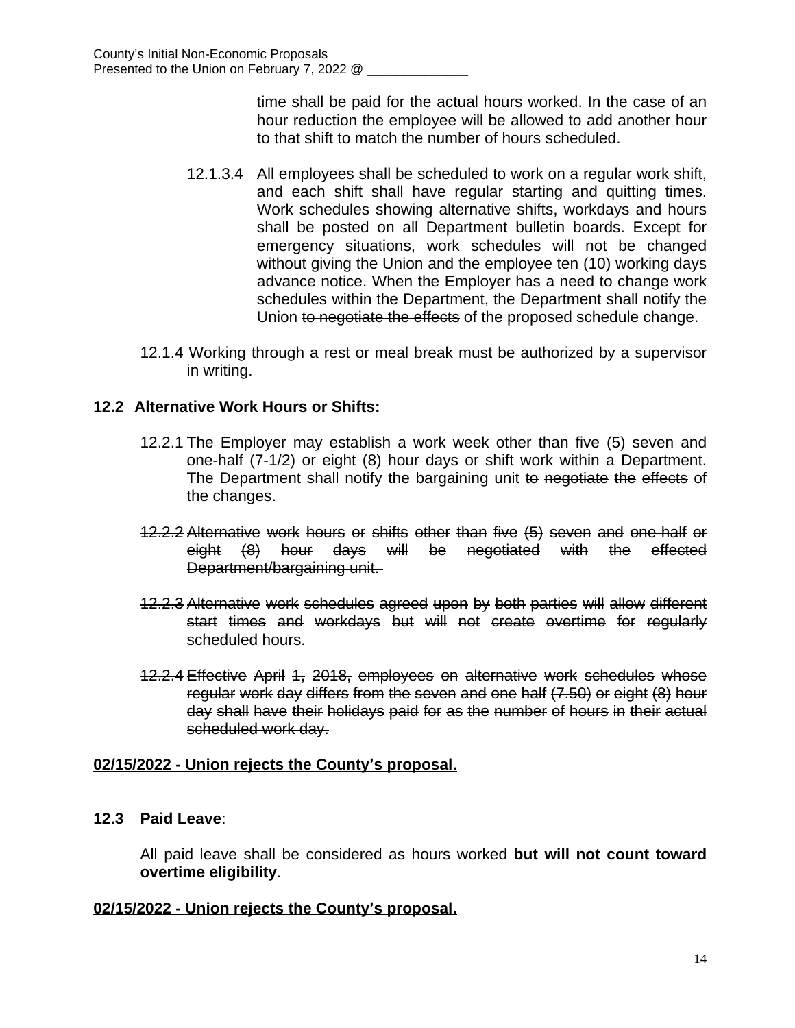time shall be paid for the actual hours worked. In the case of an hour reduction the employee will be allowed to add another hour to that shift to match the number of hours scheduled.

12.1.3.4 All employees shall be scheduled to work on a regular work shift, and each shift shall have regular starting and quitting times. Work schedules showing alternative shifts, workdays and hours shall be posted on all Department bulletin boards. Except for emergency situations, work schedules will not be changed without giving the Union and the employee ten (10) working days advance notice. When the Employer has a need to change work schedules within the Department, the Department shall notify the Union ~~to negotiate the effects~~ of the proposed schedule change.

12.1.4 Working through a rest or meal break must be authorized by a supervisor in writing.

**12.2 Alternative Work Hours or Shifts:**

12.2.1 The Employer may establish a work week other than five (5) seven and one-half (7-1/2) or eight (8) hour days or shift work within a Department. The Department shall notify the bargaining unit ~~to negotiate the effects~~ of the changes.

~~12.2.2 Alternative work hours or shifts other than five (5) seven and one-half or eight (8) hour days will be negotiated with the effected Department/bargaining unit.~~

~~12.2.3 Alternative work schedules agreed upon by both parties will allow different start times and workdays but will not create overtime for regularly scheduled hours.~~

~~12.2.4 Effective April 1, 2018, employees on alternative work schedules whose regular work day differs from the seven and one half (7.50) or eight (8) hour day shall have their holidays paid for as the number of hours in their actual scheduled work day.~~

**02/15/2022 - Union rejects the County's proposal.**

**12.3 Paid Leave**:

All paid leave shall be considered as hours worked **but will not count toward overtime eligibility**.

**02/15/2022 - Union rejects the County's proposal.**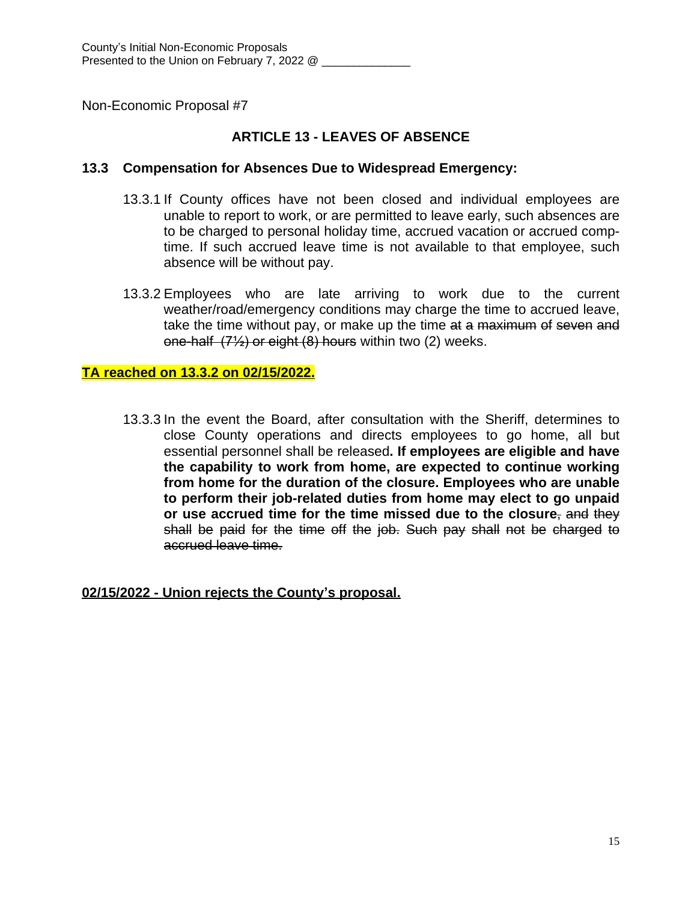County's Initial Non-Economic Proposals
Presented to the Union on February 7, 2022 @ ______________

Non-Economic Proposal #7

## ARTICLE 13 - LEAVES OF ABSENCE

### 13.3 Compensation for Absences Due to Widespread Emergency:

13.3.1 If County offices have not been closed and individual employees are unable to report to work, or are permitted to leave early, such absences are to be charged to personal holiday time, accrued vacation or accrued comp-time. If such accrued leave time is not available to that employee, such absence will be without pay.

13.3.2 Employees who are late arriving to work due to the current weather/road/emergency conditions may charge the time to accrued leave, take the time without pay, or make up the time ~~at a maximum of seven and one-half (7½) or eight (8) hours~~ within two (2) weeks.

**<u>TA reached on 13.3.2 on 02/15/2022.</u>**

13.3.3 In the event the Board, after consultation with the Sheriff, determines to close County operations and directs employees to go home, all but essential personnel shall be released**. If employees are eligible and have the capability to work from home, are expected to continue working from home for the duration of the closure. Employees who are unable to perform their job-related duties from home may elect to go unpaid or use accrued time for the time missed due to the closure**~~, and they shall be paid for the time off the job. Such pay shall not be charged to accrued leave time.~~

**<u>02/15/2022 - Union rejects the County's proposal.</u>**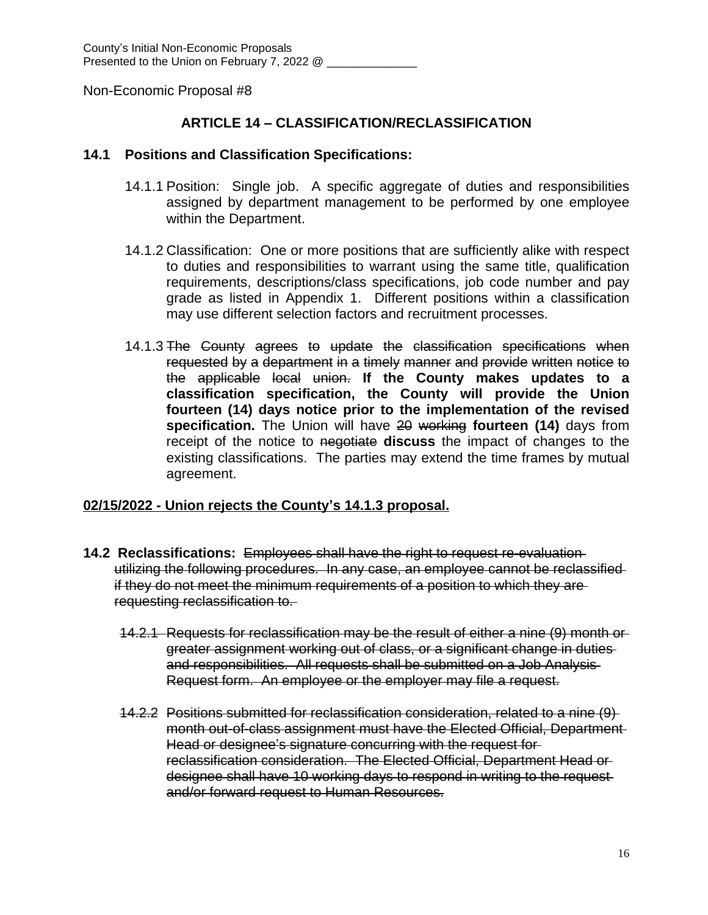County's Initial Non-Economic Proposals
Presented to the Union on February 7, 2022 @ ______________

Non-Economic Proposal #8

## ARTICLE 14 – CLASSIFICATION/RECLASSIFICATION

### 14.1 Positions and Classification Specifications:

14.1.1 Position: Single job. A specific aggregate of duties and responsibilities assigned by department management to be performed by one employee within the Department.

14.1.2 Classification: One or more positions that are sufficiently alike with respect to duties and responsibilities to warrant using the same title, qualification requirements, descriptions/class specifications, job code number and pay grade as listed in Appendix 1. Different positions within a classification may use different selection factors and recruitment processes.

14.1.3 ~~The County agrees to update the classification specifications when requested by a department in a timely manner and provide written notice to the applicable local union.~~ **If the County makes updates to a classification specification, the County will provide the Union fourteen (14) days notice prior to the implementation of the revised specification.** The Union will have ~~20 working~~ **fourteen (14)** days from receipt of the notice to ~~negotiate~~ **discuss** the impact of changes to the existing classifications. The parties may extend the time frames by mutual agreement.

**02/15/2022 - Union rejects the County's 14.1.3 proposal.**

**14.2 Reclassifications:** ~~Employees shall have the right to request re-evaluation utilizing the following procedures. In any case, an employee cannot be reclassified if they do not meet the minimum requirements of a position to which they are requesting reclassification to.~~

~~14.2.1 Requests for reclassification may be the result of either a nine (9) month or greater assignment working out of class, or a significant change in duties and responsibilities. All requests shall be submitted on a Job Analysis Request form. An employee or the employer may file a request.~~

~~14.2.2 Positions submitted for reclassification consideration, related to a nine (9) month out-of-class assignment must have the Elected Official, Department Head or designee's signature concurring with the request for reclassification consideration. The Elected Official, Department Head or designee shall have 10 working days to respond in writing to the request and/or forward request to Human Resources.~~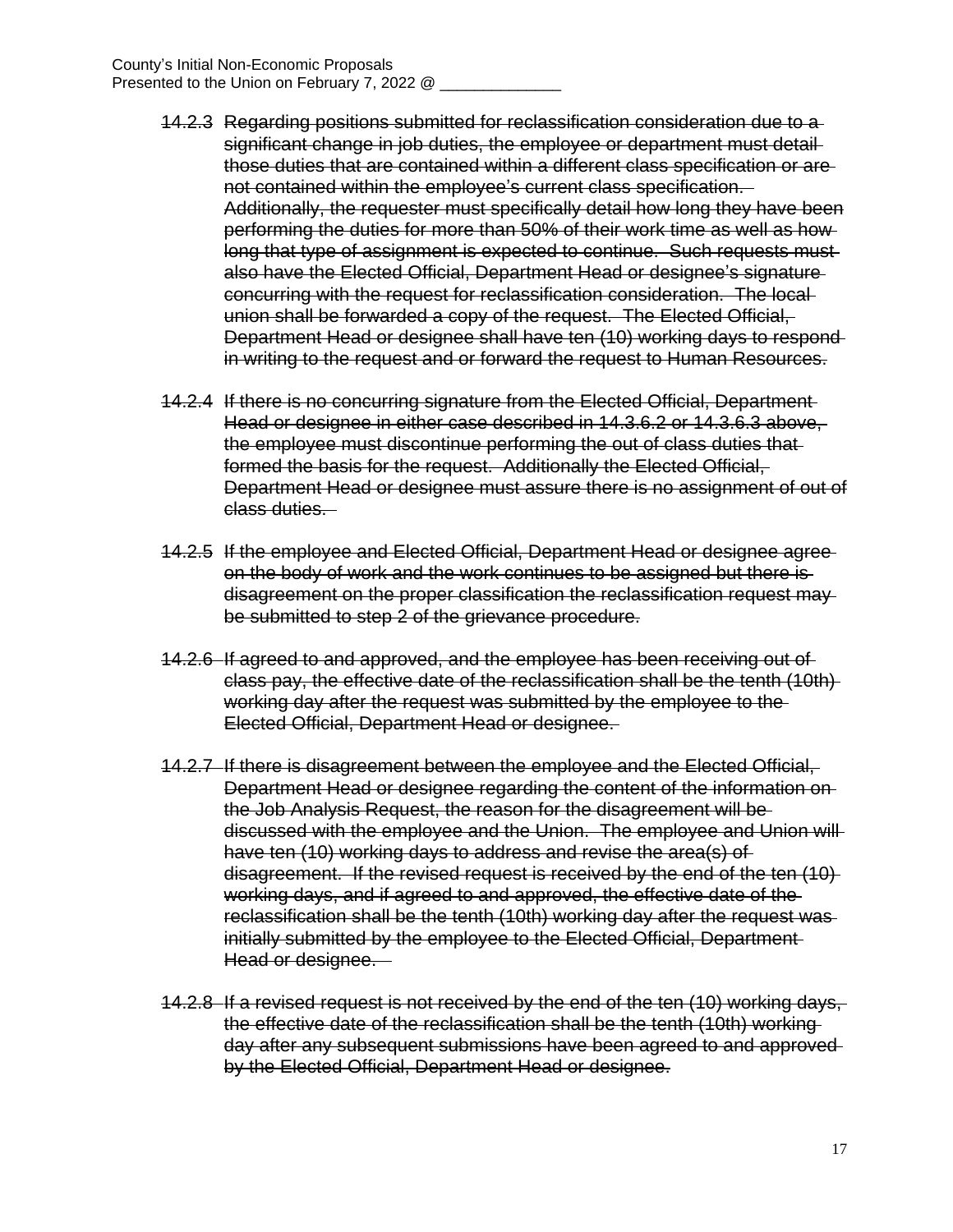~~14.2.3 Regarding positions submitted for reclassification consideration due to a significant change in job duties, the employee or department must detail those duties that are contained within a different class specification or are not contained within the employee's current class specification. Additionally, the requester must specifically detail how long they have been performing the duties for more than 50% of their work time as well as how long that type of assignment is expected to continue. Such requests must also have the Elected Official, Department Head or designee's signature concurring with the request for reclassification consideration. The local union shall be forwarded a copy of the request. The Elected Official, Department Head or designee shall have ten (10) working days to respond in writing to the request and or forward the request to Human Resources.~~

~~14.2.4 If there is no concurring signature from the Elected Official, Department Head or designee in either case described in 14.3.6.2 or 14.3.6.3 above, the employee must discontinue performing the out of class duties that formed the basis for the request. Additionally the Elected Official, Department Head or designee must assure there is no assignment of out of class duties.~~

~~14.2.5 If the employee and Elected Official, Department Head or designee agree on the body of work and the work continues to be assigned but there is disagreement on the proper classification the reclassification request may be submitted to step 2 of the grievance procedure.~~

~~14.2.6 If agreed to and approved, and the employee has been receiving out of class pay, the effective date of the reclassification shall be the tenth (10th) working day after the request was submitted by the employee to the Elected Official, Department Head or designee.~~

~~14.2.7 If there is disagreement between the employee and the Elected Official, Department Head or designee regarding the content of the information on the Job Analysis Request, the reason for the disagreement will be discussed with the employee and the Union. The employee and Union will have ten (10) working days to address and revise the area(s) of disagreement. If the revised request is received by the end of the ten (10) working days, and if agreed to and approved, the effective date of the reclassification shall be the tenth (10th) working day after the request was initially submitted by the employee to the Elected Official, Department Head or designee.~~

~~14.2.8 If a revised request is not received by the end of the ten (10) working days, the effective date of the reclassification shall be the tenth (10th) working day after any subsequent submissions have been agreed to and approved by the Elected Official, Department Head or designee.~~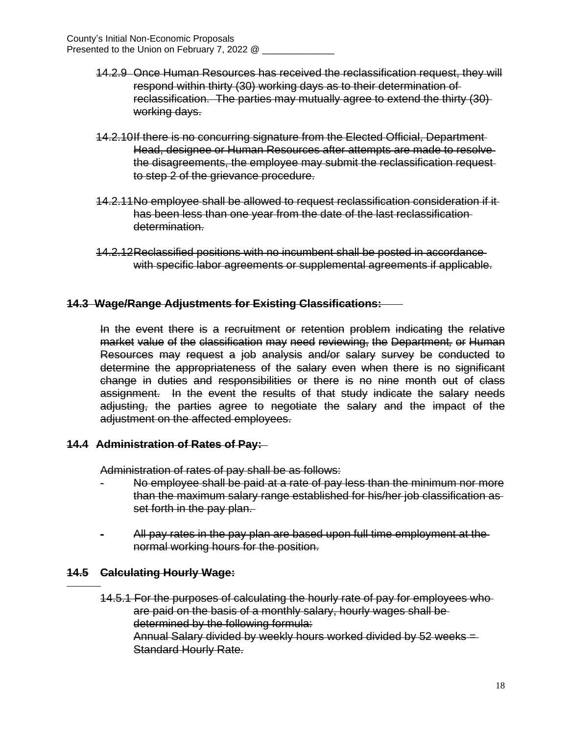~~14.2.9 Once Human Resources has received the reclassification request, they will respond within thirty (30) working days as to their determination of reclassification. The parties may mutually agree to extend the thirty (30) working days.~~

~~14.2.10 If there is no concurring signature from the Elected Official, Department Head, designee or Human Resources after attempts are made to resolve the disagreements, the employee may submit the reclassification request to step 2 of the grievance procedure.~~

~~14.2.11 No employee shall be allowed to request reclassification consideration if it has been less than one year from the date of the last reclassification determination.~~

~~14.2.12 Reclassified positions with no incumbent shall be posted in accordance with specific labor agreements or supplemental agreements if applicable.~~

**~~14.3 Wage/Range Adjustments for Existing Classifications:~~**

~~In the event there is a recruitment or retention problem indicating the relative market value of the classification may need reviewing, the Department, or Human Resources may request a job analysis and/or salary survey be conducted to determine the appropriateness of the salary even when there is no significant change in duties and responsibilities or there is no nine month out of class assignment. In the event the results of that study indicate the salary needs adjusting, the parties agree to negotiate the salary and the impact of the adjustment on the affected employees.~~

**~~14.4 Administration of Rates of Pay:~~**

~~Administration of rates of pay shall be as follows:~~

- ~~No employee shall be paid at a rate of pay less than the minimum nor more than the maximum salary range established for his/her job classification as set forth in the pay plan.~~

- ~~All pay rates in the pay plan are based upon full time employment at the normal working hours for the position.~~

**~~14.5 Calculating Hourly Wage:~~**

~~14.5.1 For the purposes of calculating the hourly rate of pay for employees who are paid on the basis of a monthly salary, hourly wages shall be determined by the following formula:~~
~~Annual Salary divided by weekly hours worked divided by 52 weeks = Standard Hourly Rate.~~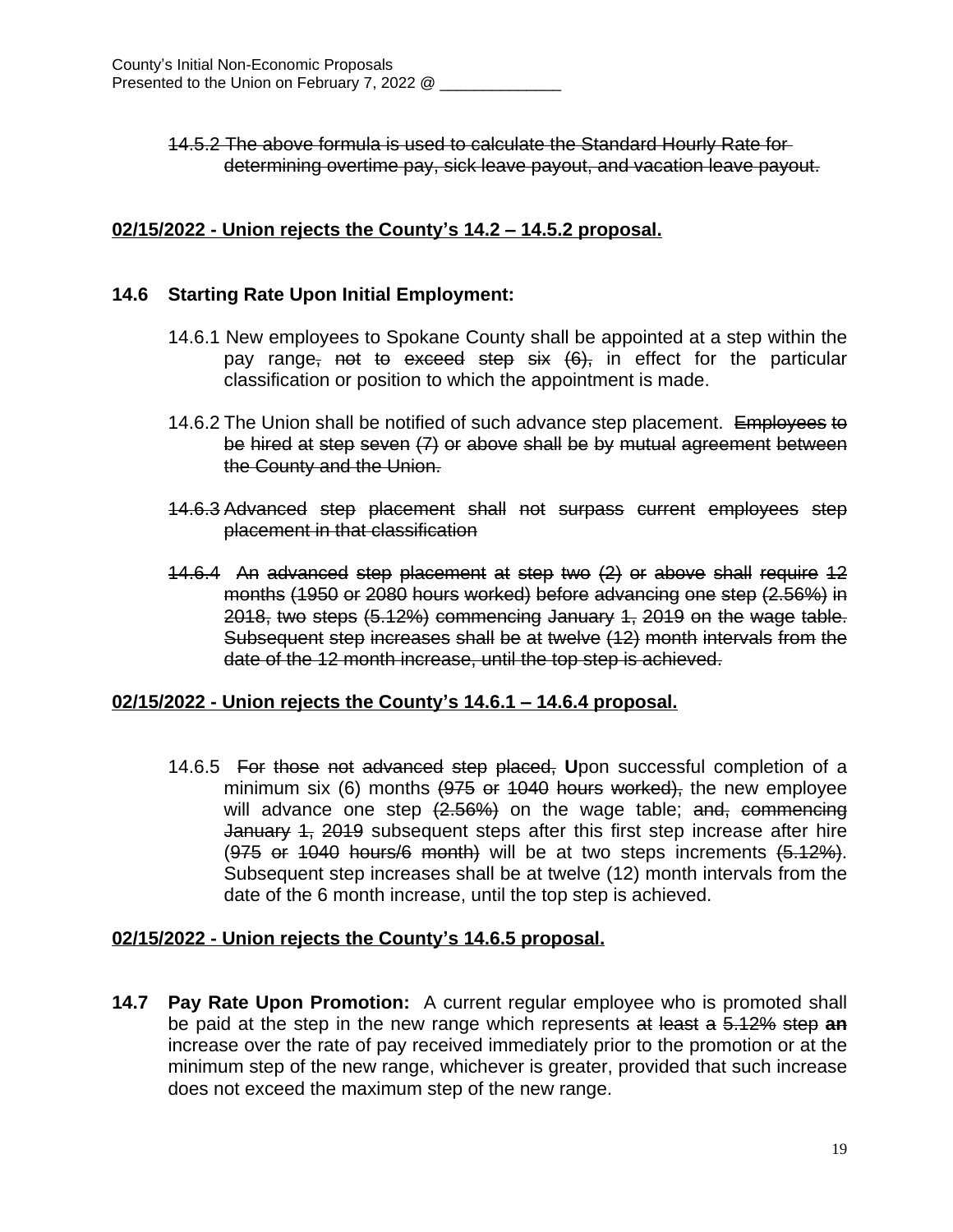~~14.5.2 The above formula is used to calculate the Standard Hourly Rate for determining overtime pay, sick leave payout, and vacation leave payout.~~

**02/15/2022 - Union rejects the County's 14.2 – 14.5.2 proposal.**

**14.6 Starting Rate Upon Initial Employment:**

14.6.1 New employees to Spokane County shall be appointed at a step within the pay range~~, not to exceed step six (6),~~ in effect for the particular classification or position to which the appointment is made.

14.6.2 The Union shall be notified of such advance step placement. ~~Employees to be hired at step seven (7) or above shall be by mutual agreement between the County and the Union.~~

~~14.6.3 Advanced step placement shall not surpass current employees step placement in that classification~~

~~14.6.4 An advanced step placement at step two (2) or above shall require 12 months (1950 or 2080 hours worked) before advancing one step (2.56%) in 2018, two steps (5.12%) commencing January 1, 2019 on the wage table. Subsequent step increases shall be at twelve (12) month intervals from the date of the 12 month increase, until the top step is achieved.~~

**02/15/2022 - Union rejects the County's 14.6.1 – 14.6.4 proposal.**

14.6.5 ~~For those not advanced step placed,~~ **U**pon successful completion of a minimum six (6) months ~~(975 or 1040 hours worked),~~ the new employee will advance one step ~~(2.56%)~~ on the wage table; ~~and, commencing January 1, 2019~~ subsequent steps after this first step increase after hire ~~(975 or 1040 hours/6 month)~~ will be at two steps increments ~~(5.12%)~~. Subsequent step increases shall be at twelve (12) month intervals from the date of the 6 month increase, until the top step is achieved.

**02/15/2022 - Union rejects the County's 14.6.5 proposal.**

**14.7 Pay Rate Upon Promotion:** A current regular employee who is promoted shall be paid at the step in the new range which represents ~~at least a 5.12% step~~ **an** increase over the rate of pay received immediately prior to the promotion or at the minimum step of the new range, whichever is greater, provided that such increase does not exceed the maximum step of the new range.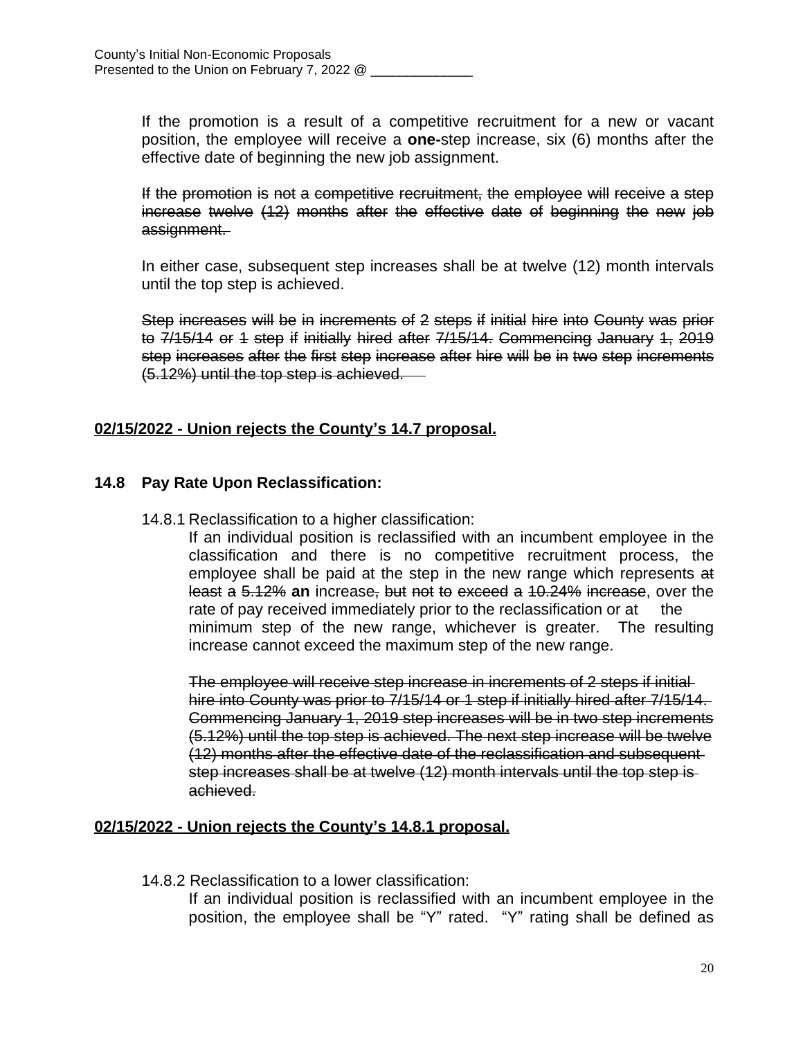If the promotion is a result of a competitive recruitment for a new or vacant position, the employee will receive a **one-**step increase, six (6) months after the effective date of beginning the new job assignment.

~~If the promotion is not a competitive recruitment, the employee will receive a step increase twelve (12) months after the effective date of beginning the new job assignment.~~

In either case, subsequent step increases shall be at twelve (12) month intervals until the top step is achieved.

~~Step increases will be in increments of 2 steps if initial hire into County was prior to 7/15/14 or 1 step if initially hired after 7/15/14. Commencing January 1, 2019 step increases after the first step increase after hire will be in two step increments (5.12%) until the top step is achieved.~~

**02/15/2022 - Union rejects the County's 14.7 proposal.**

## 14.8 Pay Rate Upon Reclassification:

14.8.1 Reclassification to a higher classification:

If an individual position is reclassified with an incumbent employee in the classification and there is no competitive recruitment process, the employee shall be paid at the step in the new range which represents ~~at least a 5.12%~~ **an** increase~~, but not to exceed a 10.24% increase~~, over the rate of pay received immediately prior to the reclassification or at the minimum step of the new range, whichever is greater. The resulting increase cannot exceed the maximum step of the new range.

~~The employee will receive step increase in increments of 2 steps if initial hire into County was prior to 7/15/14 or 1 step if initially hired after 7/15/14. Commencing January 1, 2019 step increases will be in two step increments (5.12%) until the top step is achieved. The next step increase will be twelve (12) months after the effective date of the reclassification and subsequent step increases shall be at twelve (12) month intervals until the top step is achieved.~~

**02/15/2022 - Union rejects the County's 14.8.1 proposal.**

14.8.2 Reclassification to a lower classification:

If an individual position is reclassified with an incumbent employee in the position, the employee shall be "Y" rated. "Y" rating shall be defined as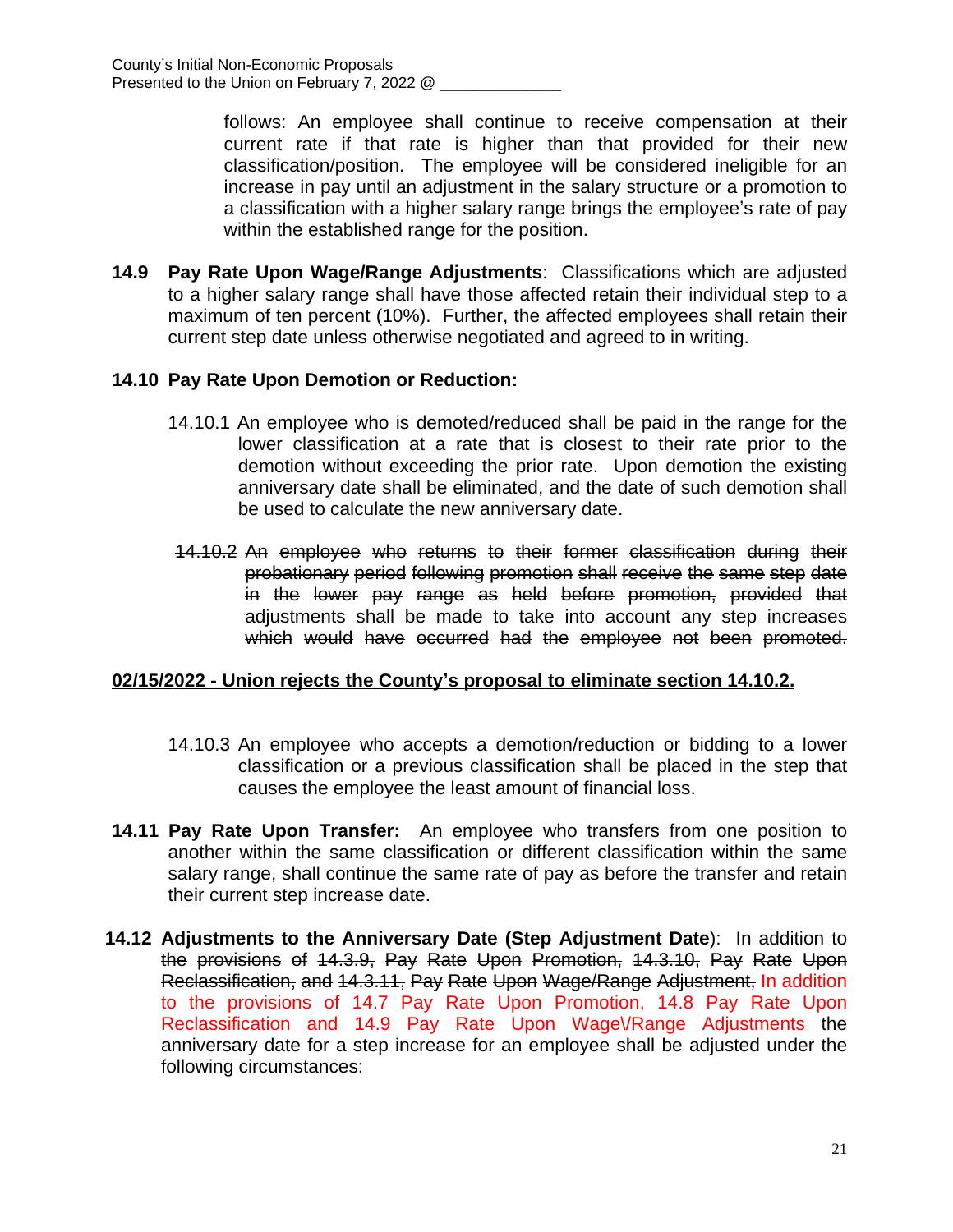follows: An employee shall continue to receive compensation at their current rate if that rate is higher than that provided for their new classification/position. The employee will be considered ineligible for an increase in pay until an adjustment in the salary structure or a promotion to a classification with a higher salary range brings the employee's rate of pay within the established range for the position.

**14.9 Pay Rate Upon Wage/Range Adjustments**: Classifications which are adjusted to a higher salary range shall have those affected retain their individual step to a maximum of ten percent (10%). Further, the affected employees shall retain their current step date unless otherwise negotiated and agreed to in writing.

**14.10 Pay Rate Upon Demotion or Reduction:**

14.10.1 An employee who is demoted/reduced shall be paid in the range for the lower classification at a rate that is closest to their rate prior to the demotion without exceeding the prior rate. Upon demotion the existing anniversary date shall be eliminated, and the date of such demotion shall be used to calculate the new anniversary date.

~~14.10.2 An employee who returns to their former classification during their probationary period following promotion shall receive the same step date in the lower pay range as held before promotion, provided that adjustments shall be made to take into account any step increases which would have occurred had the employee not been promoted.~~

**02/15/2022 - Union rejects the County's proposal to eliminate section 14.10.2.**

14.10.3 An employee who accepts a demotion/reduction or bidding to a lower classification or a previous classification shall be placed in the step that causes the employee the least amount of financial loss.

**14.11 Pay Rate Upon Transfer:** An employee who transfers from one position to another within the same classification or different classification within the same salary range, shall continue the same rate of pay as before the transfer and retain their current step increase date.

**14.12 Adjustments to the Anniversary Date (Step Adjustment Date)**: ~~In addition to the provisions of 14.3.9, Pay Rate Upon Promotion, 14.3.10, Pay Rate Upon Reclassification, and 14.3.11, Pay Rate Upon Wage/Range Adjustment,~~ In addition to the provisions of 14.7 Pay Rate Upon Promotion, 14.8 Pay Rate Upon Reclassification and 14.9 Pay Rate Upon Wage\/Range Adjustments the anniversary date for a step increase for an employee shall be adjusted under the following circumstances: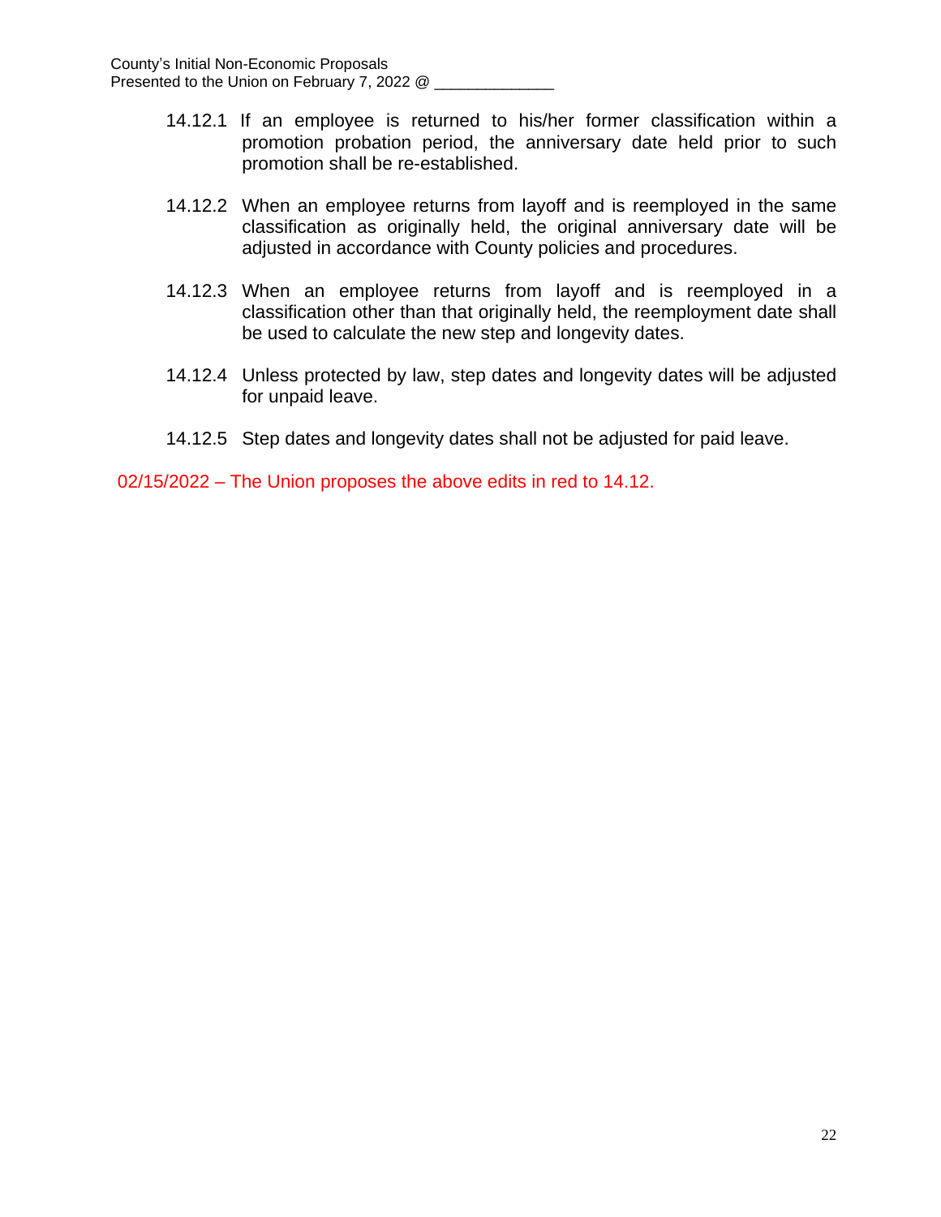14.12.1 If an employee is returned to his/her former classification within a promotion probation period, the anniversary date held prior to such promotion shall be re-established.

14.12.2 When an employee returns from layoff and is reemployed in the same classification as originally held, the original anniversary date will be adjusted in accordance with County policies and procedures.

14.12.3 When an employee returns from layoff and is reemployed in a classification other than that originally held, the reemployment date shall be used to calculate the new step and longevity dates.

14.12.4 Unless protected by law, step dates and longevity dates will be adjusted for unpaid leave.

14.12.5 Step dates and longevity dates shall not be adjusted for paid leave.

02/15/2022 – The Union proposes the above edits in red to 14.12.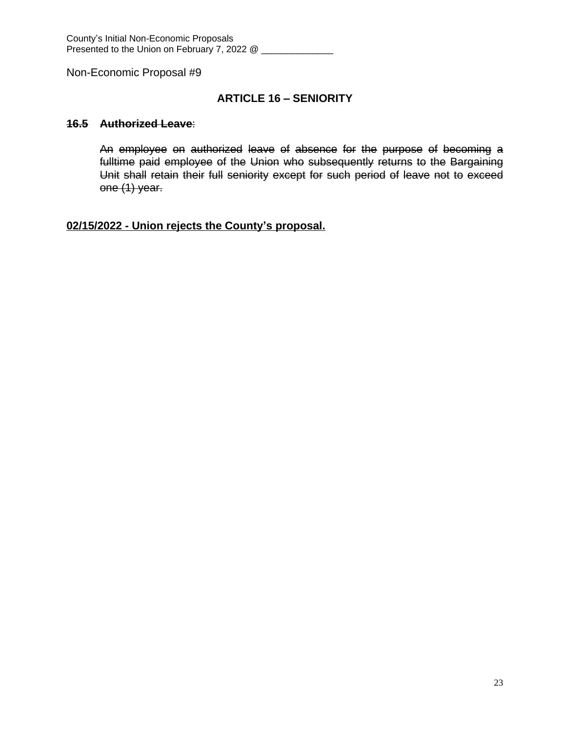Non-Economic Proposal #9

## ARTICLE 16 – SENIORITY

**~~16.5 Authorized Leave~~**:

~~An employee on authorized leave of absence for the purpose of becoming a fulltime paid employee of the Union who subsequently returns to the Bargaining Unit shall retain their full seniority except for such period of leave not to exceed one (1) year.~~

<u>**02/15/2022 - Union rejects the County's proposal.**</u>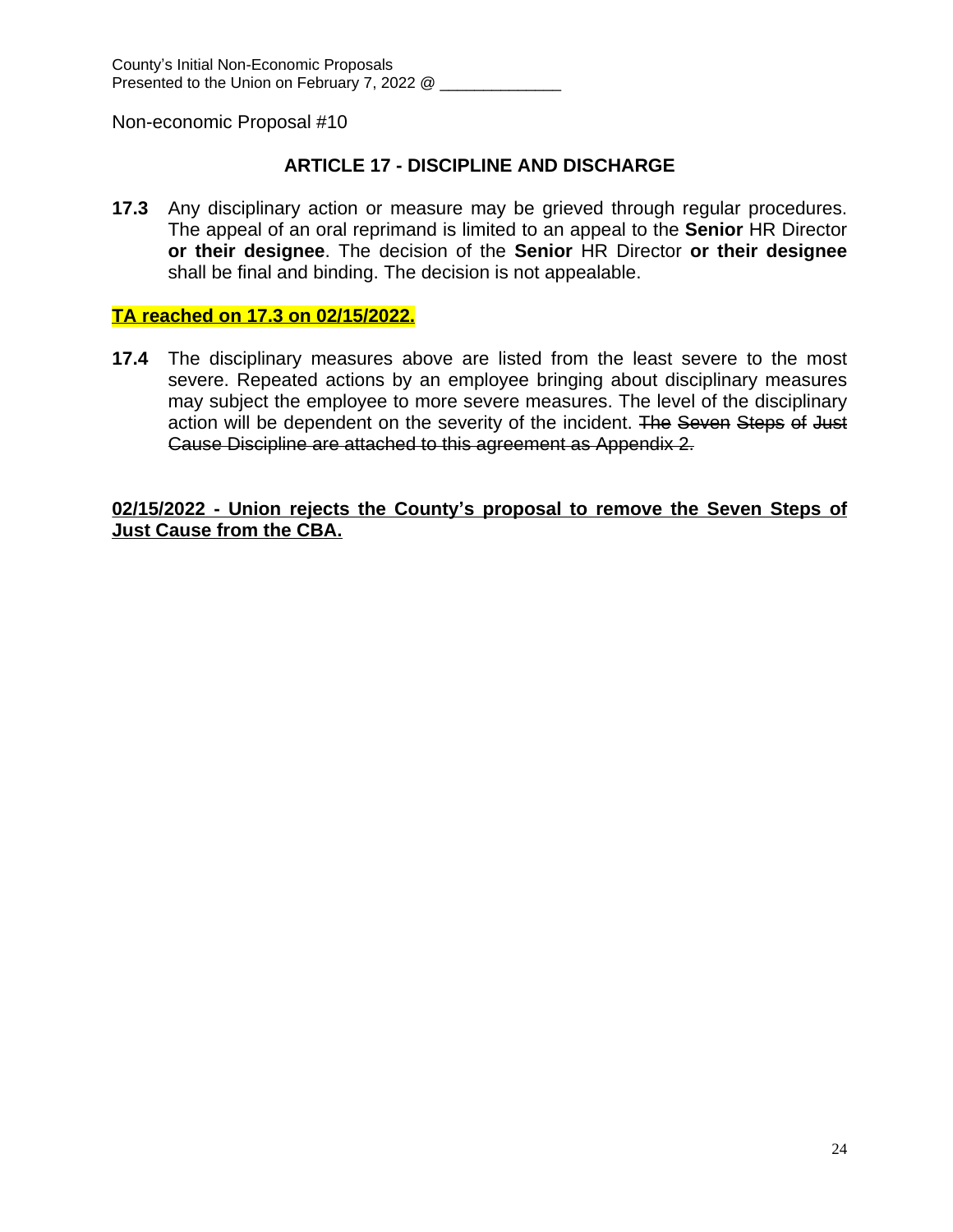County's Initial Non-Economic Proposals
Presented to the Union on February 7, 2022 @ ______________

Non-economic Proposal #10

## ARTICLE 17 - DISCIPLINE AND DISCHARGE

**17.3** Any disciplinary action or measure may be grieved through regular procedures. The appeal of an oral reprimand is limited to an appeal to the **Senior** HR Director **or their designee**. The decision of the **Senior** HR Director **or their designee** shall be final and binding. The decision is not appealable.

**<u>TA reached on 17.3 on 02/15/2022.</u>**

**17.4** The disciplinary measures above are listed from the least severe to the most severe. Repeated actions by an employee bringing about disciplinary measures may subject the employee to more severe measures. The level of the disciplinary action will be dependent on the severity of the incident. ~~The Seven Steps of Just Cause Discipline are attached to this agreement as Appendix 2.~~

**<u>02/15/2022 - Union rejects the County's proposal to remove the Seven Steps of Just Cause from the CBA.</u>**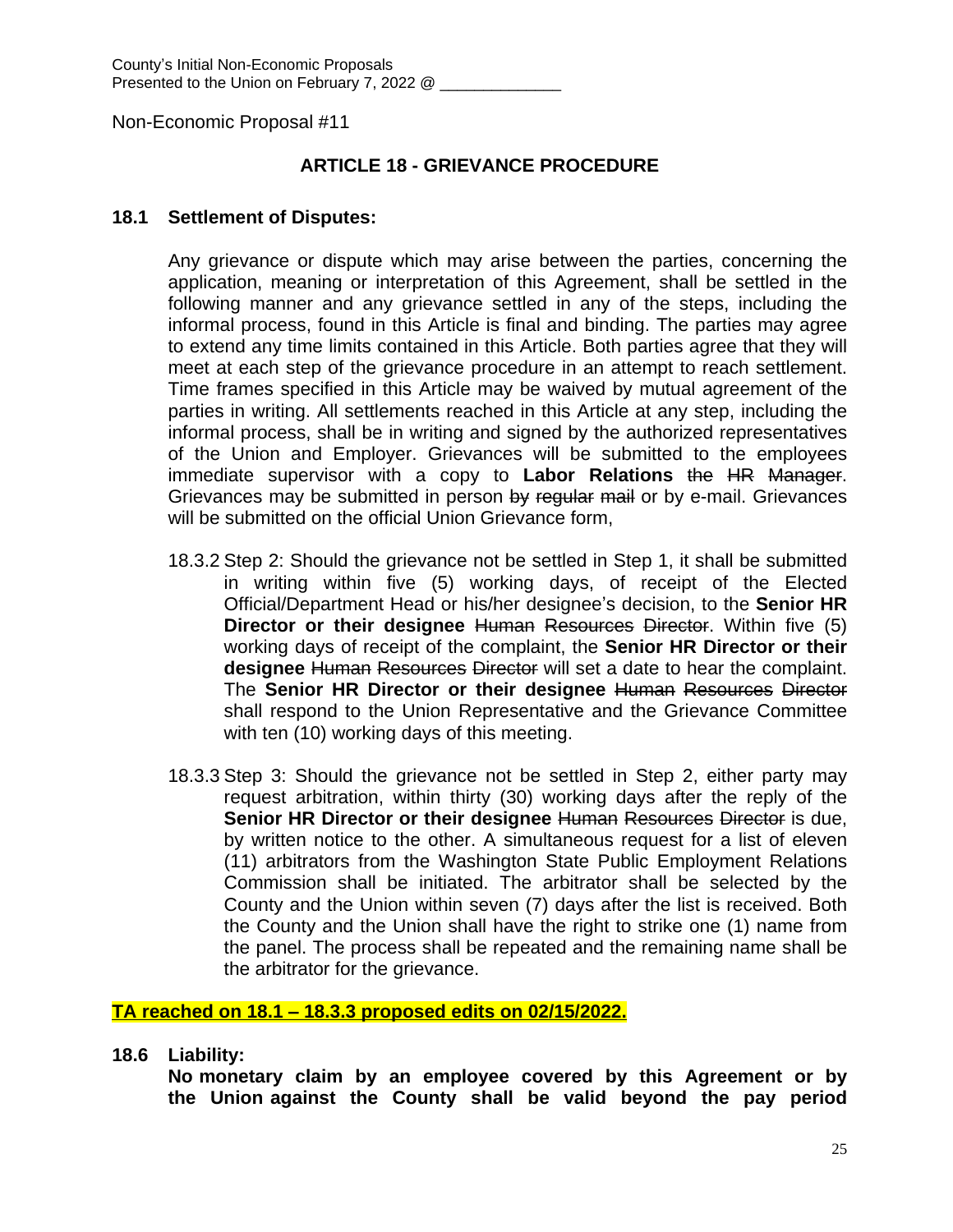County's Initial Non-Economic Proposals
Presented to the Union on February 7, 2022 @ _____________

Non-Economic Proposal #11

## ARTICLE 18 - GRIEVANCE PROCEDURE

### 18.1 Settlement of Disputes:

Any grievance or dispute which may arise between the parties, concerning the application, meaning or interpretation of this Agreement, shall be settled in the following manner and any grievance settled in any of the steps, including the informal process, found in this Article is final and binding. The parties may agree to extend any time limits contained in this Article. Both parties agree that they will meet at each step of the grievance procedure in an attempt to reach settlement. Time frames specified in this Article may be waived by mutual agreement of the parties in writing. All settlements reached in this Article at any step, including the informal process, shall be in writing and signed by the authorized representatives of the Union and Employer. Grievances will be submitted to the employees immediate supervisor with a copy to **Labor Relations** ~~the HR Manager~~. Grievances may be submitted in person ~~by regular mail~~ or by e-mail. Grievances will be submitted on the official Union Grievance form,

18.3.2 Step 2: Should the grievance not be settled in Step 1, it shall be submitted in writing within five (5) working days, of receipt of the Elected Official/Department Head or his/her designee's decision, to the **Senior HR Director or their designee** ~~Human Resources Director~~. Within five (5) working days of receipt of the complaint, the **Senior HR Director or their designee** ~~Human Resources Director~~ will set a date to hear the complaint. The **Senior HR Director or their designee** ~~Human Resources Director~~ shall respond to the Union Representative and the Grievance Committee with ten (10) working days of this meeting.

18.3.3 Step 3: Should the grievance not be settled in Step 2, either party may request arbitration, within thirty (30) working days after the reply of the **Senior HR Director or their designee** ~~Human Resources Director~~ is due, by written notice to the other. A simultaneous request for a list of eleven (11) arbitrators from the Washington State Public Employment Relations Commission shall be initiated. The arbitrator shall be selected by the County and the Union within seven (7) days after the list is received. Both the County and the Union shall have the right to strike one (1) name from the panel. The process shall be repeated and the remaining name shall be the arbitrator for the grievance.

**TA reached on 18.1 – 18.3.3 proposed edits on 02/15/2022.**

### 18.6 Liability:

**No monetary claim by an employee covered by this Agreement or by the Union against the County shall be valid beyond the pay period**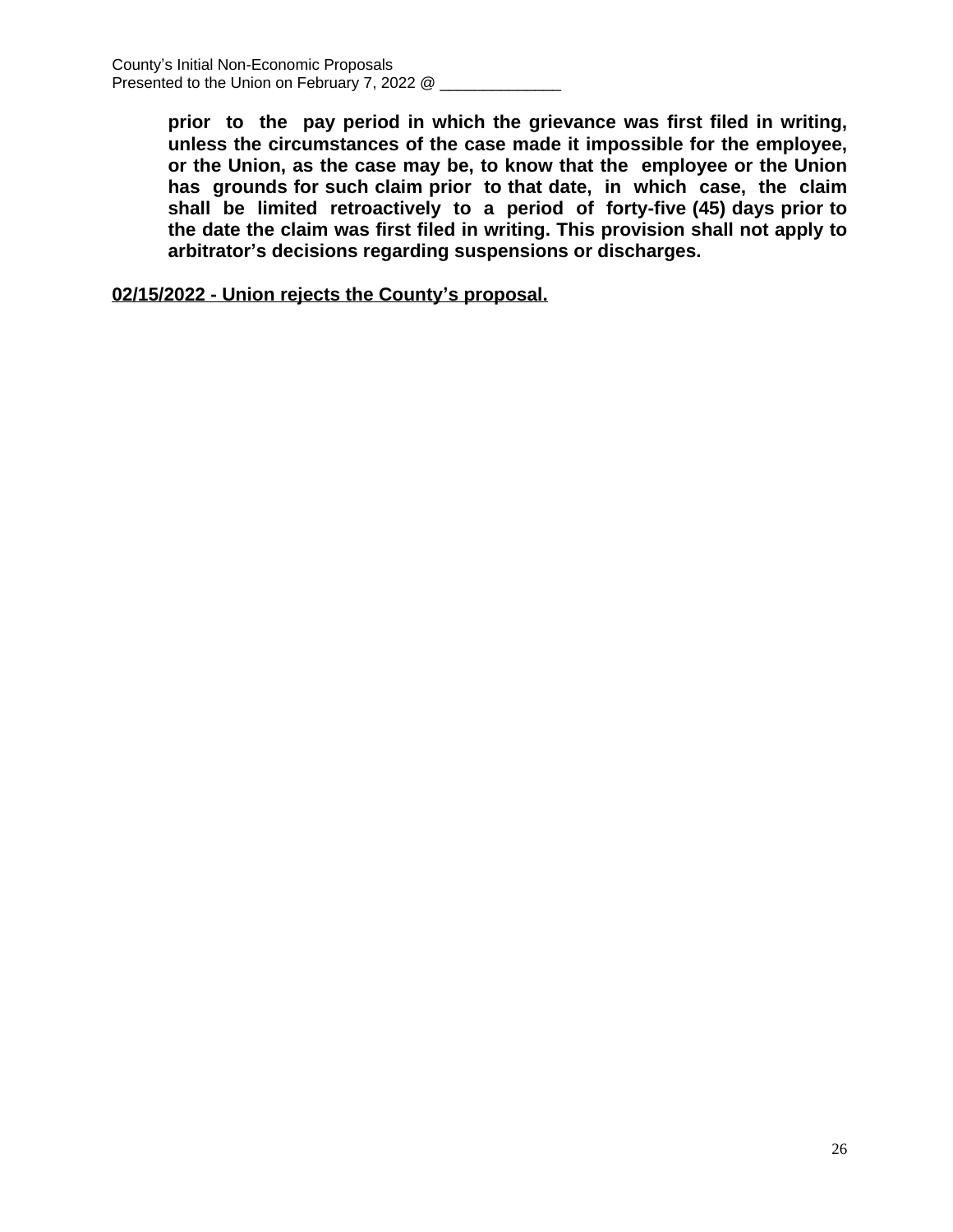**prior to the pay period in which the grievance was first filed in writing, unless the circumstances of the case made it impossible for the employee, or the Union, as the case may be, to know that the employee or the Union has grounds for such claim prior to that date, in which case, the claim shall be limited retroactively to a period of forty-five (45) days prior to the date the claim was first filed in writing. This provision shall not apply to arbitrator's decisions regarding suspensions or discharges.**

**<u>02/15/2022 - Union rejects the County's proposal.</u>**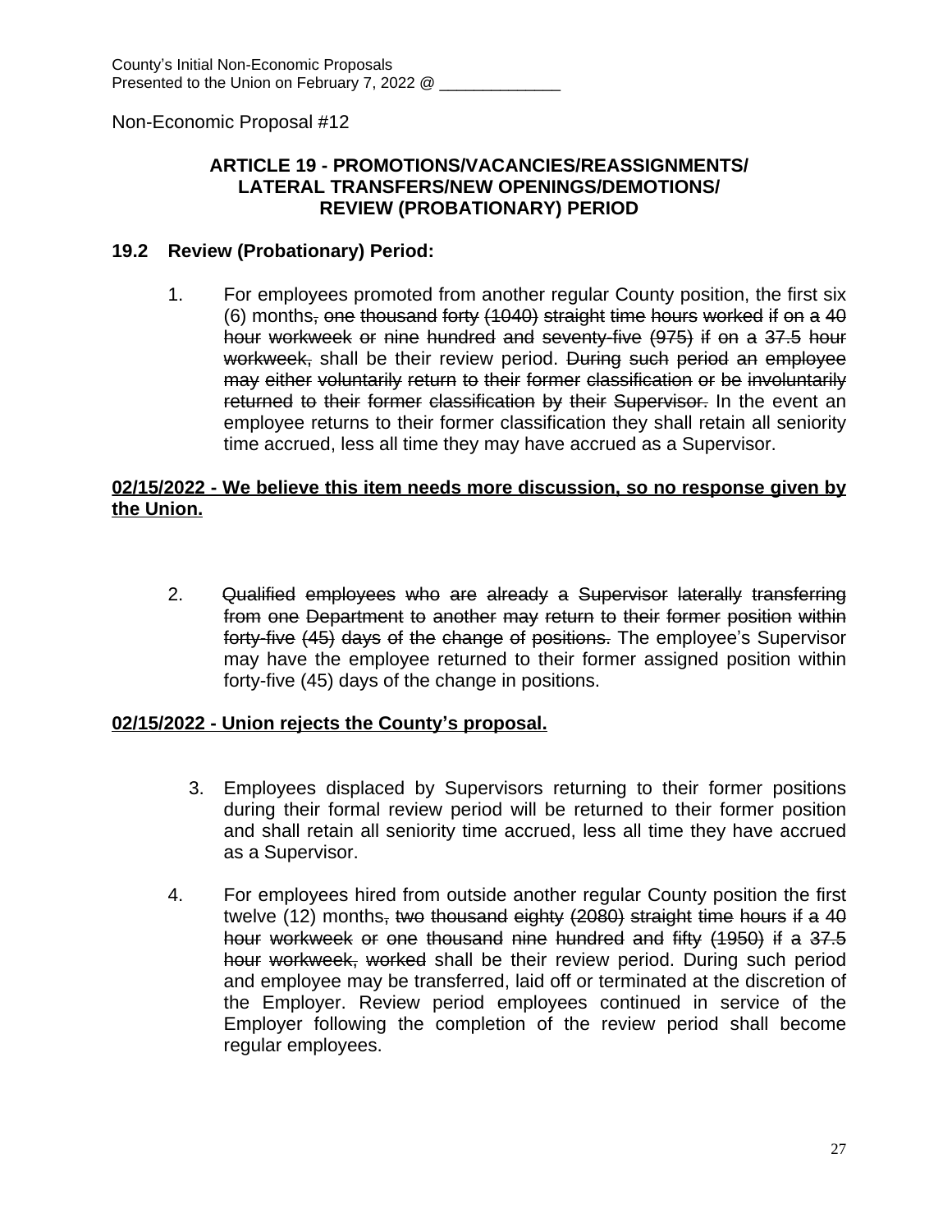County's Initial Non-Economic Proposals
Presented to the Union on February 7, 2022 @ ______________

Non-Economic Proposal #12

## ARTICLE 19 - PROMOTIONS/VACANCIES/REASSIGNMENTS/ LATERAL TRANSFERS/NEW OPENINGS/DEMOTIONS/ REVIEW (PROBATIONARY) PERIOD

### 19.2 Review (Probationary) Period:

1. For employees promoted from another regular County position, the first six (6) months~~, one thousand forty (1040) straight time hours worked if on a 40 hour workweek or nine hundred and seventy-five (975) if on a 37.5 hour workweek,~~ shall be their review period. ~~During such period an employee may either voluntarily return to their former classification or be involuntarily returned to their former classification by their Supervisor.~~ In the event an employee returns to their former classification they shall retain all seniority time accrued, less all time they may have accrued as a Supervisor.

**<u>02/15/2022 - We believe this item needs more discussion, so no response given by the Union.</u>**

2. ~~Qualified employees who are already a Supervisor laterally transferring from one Department to another may return to their former position within forty-five (45) days of the change of positions.~~ The employee's Supervisor may have the employee returned to their former assigned position within forty-five (45) days of the change in positions.

**<u>02/15/2022 - Union rejects the County's proposal.</u>**

3. Employees displaced by Supervisors returning to their former positions during their formal review period will be returned to their former position and shall retain all seniority time accrued, less all time they have accrued as a Supervisor.

4. For employees hired from outside another regular County position the first twelve (12) months~~, two thousand eighty (2080) straight time hours if a 40 hour workweek or one thousand nine hundred and fifty (1950) if a 37.5 hour workweek, worked~~ shall be their review period. During such period and employee may be transferred, laid off or terminated at the discretion of the Employer. Review period employees continued in service of the Employer following the completion of the review period shall become regular employees.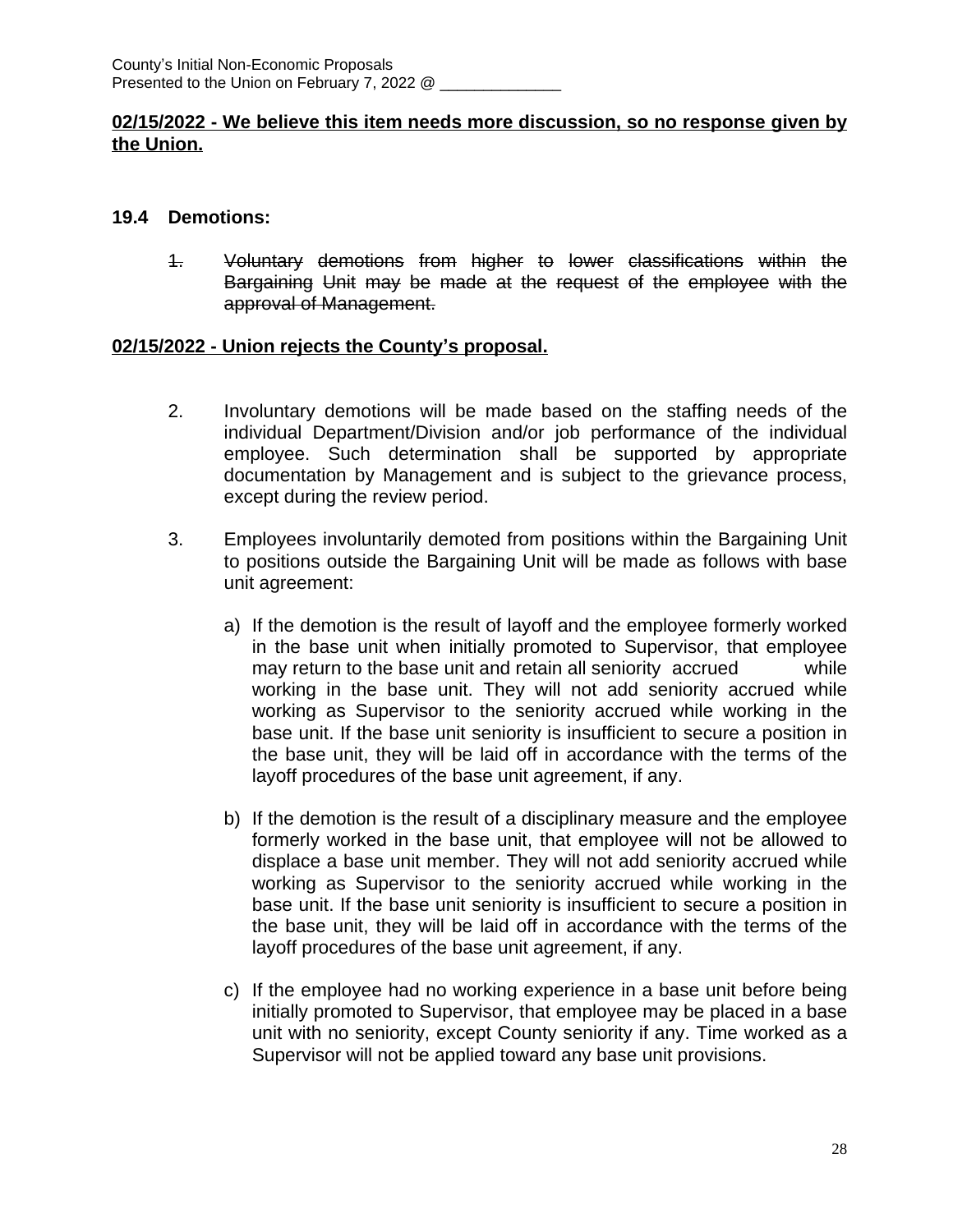**02/15/2022 - We believe this item needs more discussion, so no response given by the Union.**

## 19.4 Demotions:

1. ~~Voluntary demotions from higher to lower classifications within the Bargaining Unit may be made at the request of the employee with the approval of Management.~~

**02/15/2022 - Union rejects the County's proposal.**

2. Involuntary demotions will be made based on the staffing needs of the individual Department/Division and/or job performance of the individual employee. Such determination shall be supported by appropriate documentation by Management and is subject to the grievance process, except during the review period.

3. Employees involuntarily demoted from positions within the Bargaining Unit to positions outside the Bargaining Unit will be made as follows with base unit agreement:

   a) If the demotion is the result of layoff and the employee formerly worked in the base unit when initially promoted to Supervisor, that employee may return to the base unit and retain all seniority accrued while working in the base unit. They will not add seniority accrued while working as Supervisor to the seniority accrued while working in the base unit. If the base unit seniority is insufficient to secure a position in the base unit, they will be laid off in accordance with the terms of the layoff procedures of the base unit agreement, if any.

   b) If the demotion is the result of a disciplinary measure and the employee formerly worked in the base unit, that employee will not be allowed to displace a base unit member. They will not add seniority accrued while working as Supervisor to the seniority accrued while working in the base unit. If the base unit seniority is insufficient to secure a position in the base unit, they will be laid off in accordance with the terms of the layoff procedures of the base unit agreement, if any.

   c) If the employee had no working experience in a base unit before being initially promoted to Supervisor, that employee may be placed in a base unit with no seniority, except County seniority if any. Time worked as a Supervisor will not be applied toward any base unit provisions.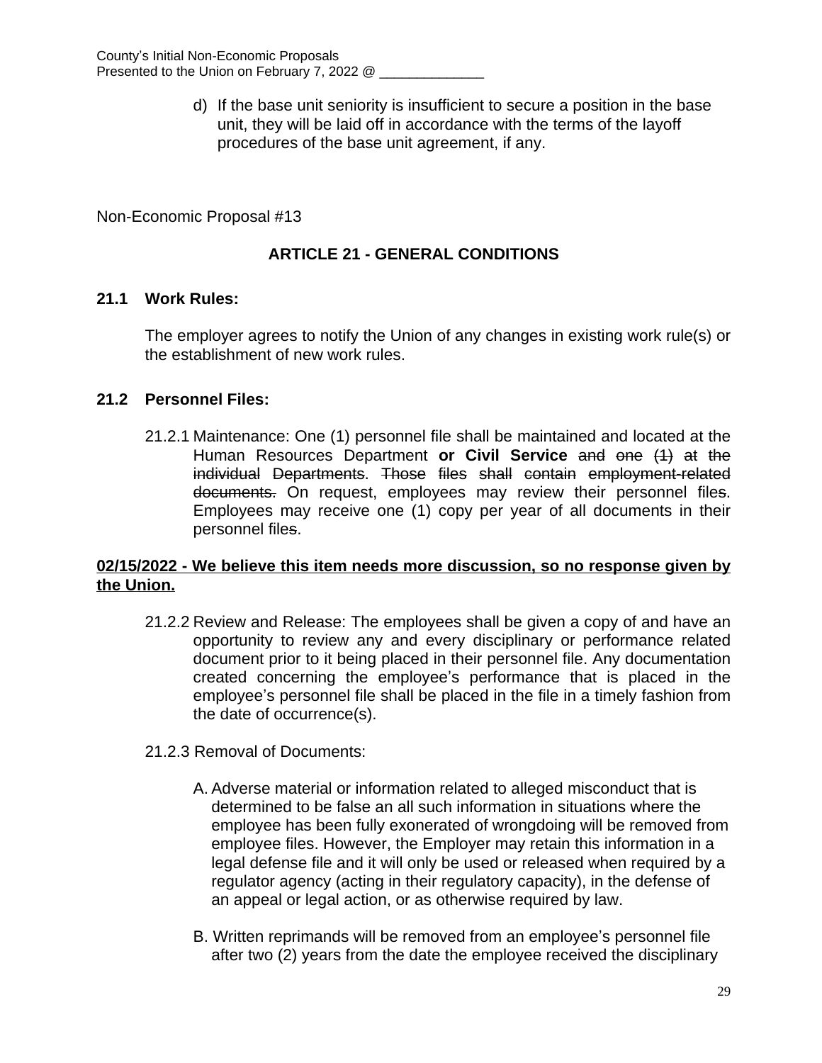d) If the base unit seniority is insufficient to secure a position in the base unit, they will be laid off in accordance with the terms of the layoff procedures of the base unit agreement, if any.

Non-Economic Proposal #13

## ARTICLE 21 - GENERAL CONDITIONS

### 21.1 Work Rules:

The employer agrees to notify the Union of any changes in existing work rule(s) or the establishment of new work rules.

### 21.2 Personnel Files:

21.2.1 Maintenance: One (1) personnel file shall be maintained and located at the Human Resources Department **or Civil Service** ~~and one (1) at the individual Departments~~. ~~Those files shall contain employment-related documents.~~ On request, employees may review their personnel file~~s~~. Employees may receive one (1) copy per year of all documents in their personnel file~~s~~.

<u>**02/15/2022 - We believe this item needs more discussion, so no response given by the Union.**</u>

21.2.2 Review and Release: The employees shall be given a copy of and have an opportunity to review any and every disciplinary or performance related document prior to it being placed in their personnel file. Any documentation created concerning the employee's performance that is placed in the employee's personnel file shall be placed in the file in a timely fashion from the date of occurrence(s).

21.2.3 Removal of Documents:

A. Adverse material or information related to alleged misconduct that is determined to be false an all such information in situations where the employee has been fully exonerated of wrongdoing will be removed from employee files. However, the Employer may retain this information in a legal defense file and it will only be used or released when required by a regulator agency (acting in their regulatory capacity), in the defense of an appeal or legal action, or as otherwise required by law.

B. Written reprimands will be removed from an employee's personnel file after two (2) years from the date the employee received the disciplinary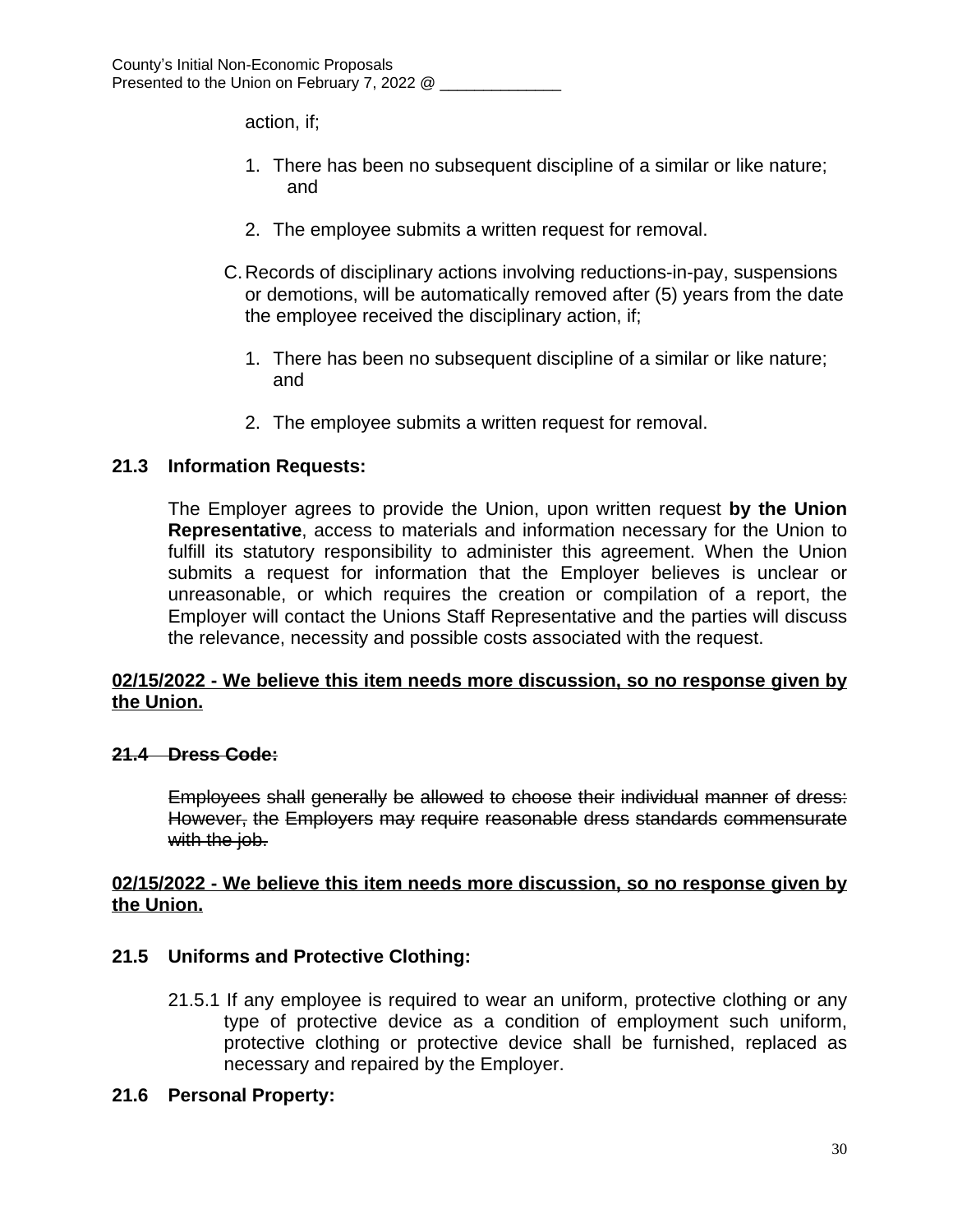action, if;

1. There has been no subsequent discipline of a similar or like nature; and

2. The employee submits a written request for removal.

C. Records of disciplinary actions involving reductions-in-pay, suspensions or demotions, will be automatically removed after (5) years from the date the employee received the disciplinary action, if;

1. There has been no subsequent discipline of a similar or like nature; and

2. The employee submits a written request for removal.

**21.3 Information Requests:**

The Employer agrees to provide the Union, upon written request **by the Union Representative**, access to materials and information necessary for the Union to fulfill its statutory responsibility to administer this agreement. When the Union submits a request for information that the Employer believes is unclear or unreasonable, or which requires the creation or compilation of a report, the Employer will contact the Unions Staff Representative and the parties will discuss the relevance, necessity and possible costs associated with the request.

**<u>02/15/2022 - We believe this item needs more discussion, so no response given by the Union.</u>**

~~**21.4 Dress Code:**~~

~~Employees shall generally be allowed to choose their individual manner of dress: However, the Employers may require reasonable dress standards commensurate with the job.~~

**<u>02/15/2022 - We believe this item needs more discussion, so no response given by the Union.</u>**

**21.5 Uniforms and Protective Clothing:**

21.5.1 If any employee is required to wear an uniform, protective clothing or any type of protective device as a condition of employment such uniform, protective clothing or protective device shall be furnished, replaced as necessary and repaired by the Employer.

**21.6 Personal Property:**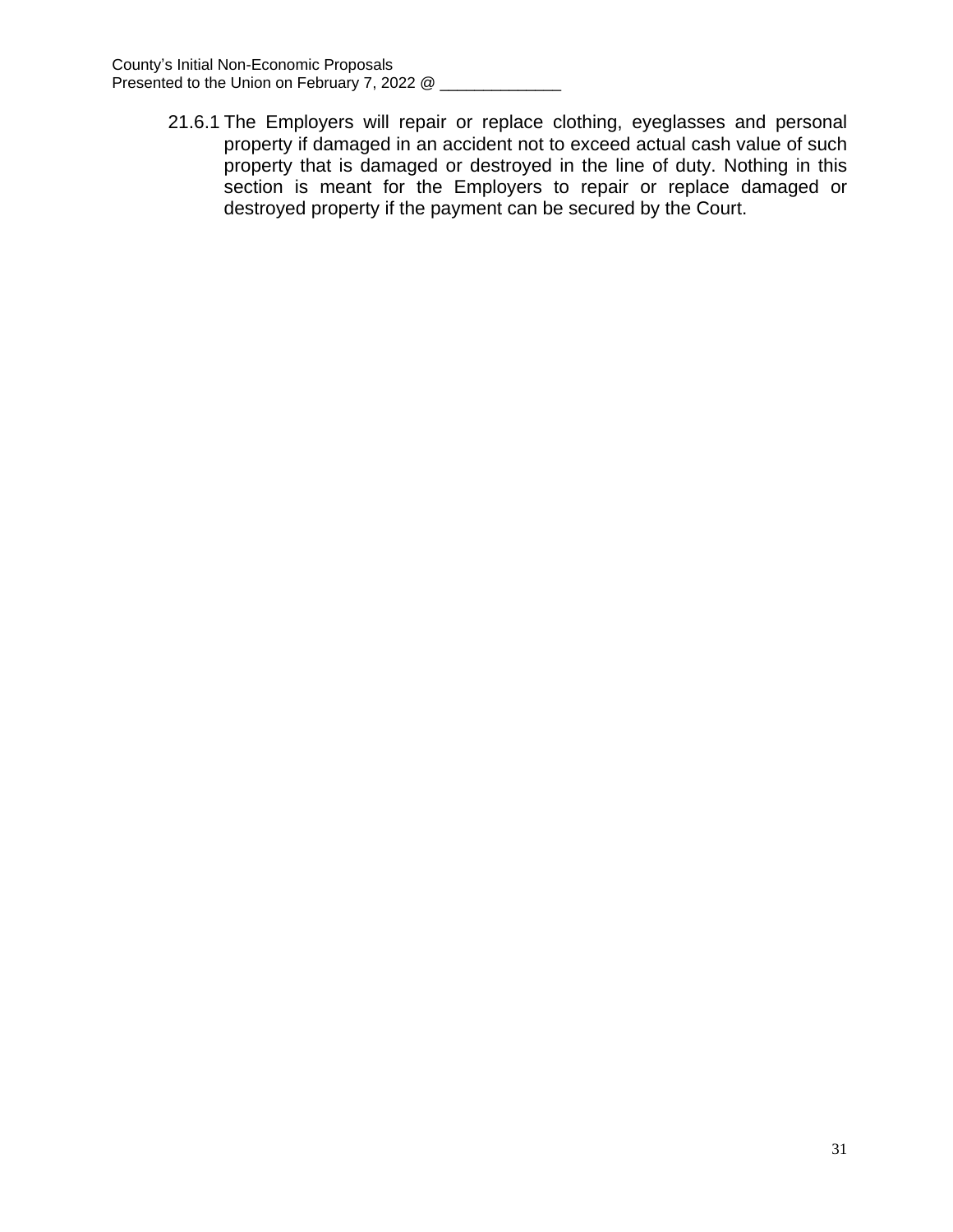21.6.1 The Employers will repair or replace clothing, eyeglasses and personal property if damaged in an accident not to exceed actual cash value of such property that is damaged or destroyed in the line of duty. Nothing in this section is meant for the Employers to repair or replace damaged or destroyed property if the payment can be secured by the Court.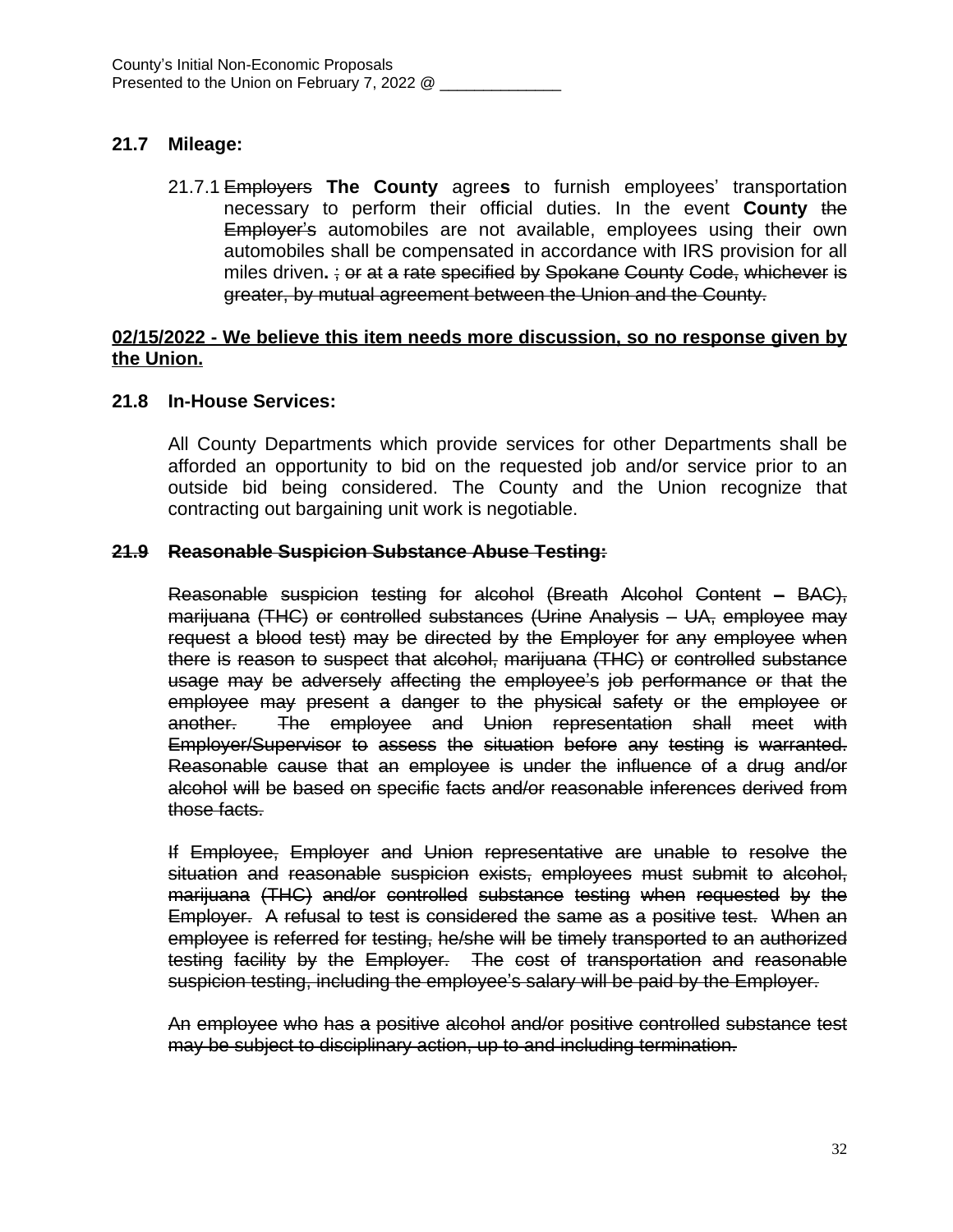County's Initial Non-Economic Proposals
Presented to the Union on February 7, 2022 @ ______________

## 21.7 Mileage:

21.7.1 ~~Employers~~ **The County** agree**s** to furnish employees' transportation necessary to perform their official duties. In the event **County** ~~the Employer's~~ automobiles are not available, employees using their own automobiles shall be compensated in accordance with IRS provision for all miles driven**.** ~~; or at a rate specified by Spokane County Code, whichever is greater, by mutual agreement between the Union and the County.~~

<u>**02/15/2022 - We believe this item needs more discussion, so no response given by the Union.**</u>

## 21.8 In-House Services:

All County Departments which provide services for other Departments shall be afforded an opportunity to bid on the requested job and/or service prior to an outside bid being considered. The County and the Union recognize that contracting out bargaining unit work is negotiable.

## ~~21.9 Reasonable Suspicion Substance Abuse Testing:~~

~~Reasonable suspicion testing for alcohol (Breath Alcohol Content – BAC), marijuana (THC) or controlled substances (Urine Analysis – UA, employee may request a blood test) may be directed by the Employer for any employee when there is reason to suspect that alcohol, marijuana (THC) or controlled substance usage may be adversely affecting the employee's job performance or that the employee may present a danger to the physical safety or the employee or another. The employee and Union representation shall meet with Employer/Supervisor to assess the situation before any testing is warranted. Reasonable cause that an employee is under the influence of a drug and/or alcohol will be based on specific facts and/or reasonable inferences derived from those facts.~~

~~If Employee, Employer and Union representative are unable to resolve the situation and reasonable suspicion exists, employees must submit to alcohol, marijuana (THC) and/or controlled substance testing when requested by the Employer. A refusal to test is considered the same as a positive test. When an employee is referred for testing, he/she will be timely transported to an authorized testing facility by the Employer. The cost of transportation and reasonable suspicion testing, including the employee's salary will be paid by the Employer.~~

~~An employee who has a positive alcohol and/or positive controlled substance test may be subject to disciplinary action, up to and including termination.~~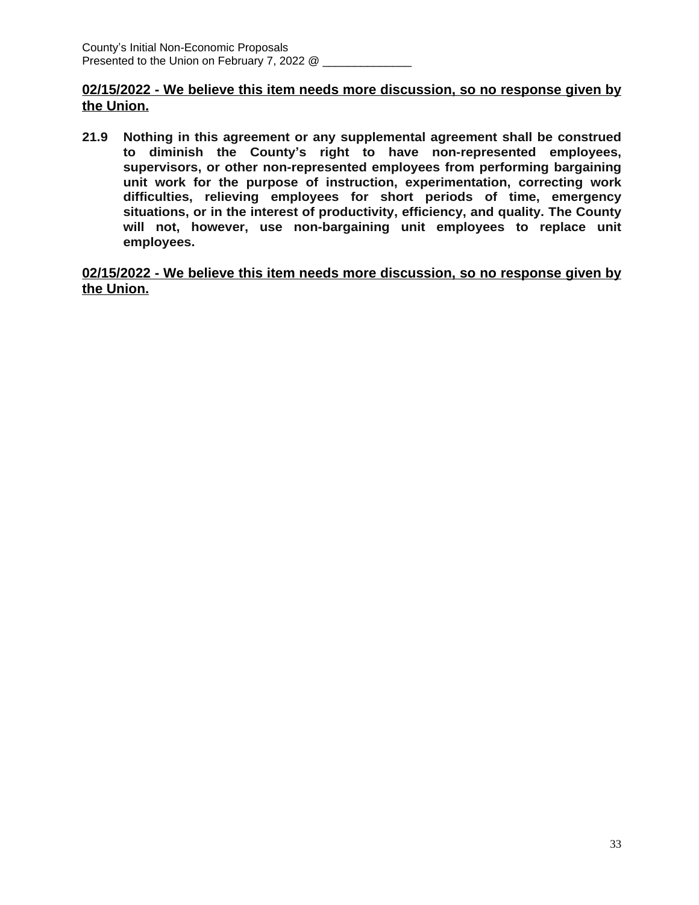**<u>02/15/2022 - We believe this item needs more discussion, so no response given by the Union.</u>**

**21.9 Nothing in this agreement or any supplemental agreement shall be construed to diminish the County's right to have non-represented employees, supervisors, or other non-represented employees from performing bargaining unit work for the purpose of instruction, experimentation, correcting work difficulties, relieving employees for short periods of time, emergency situations, or in the interest of productivity, efficiency, and quality. The County will not, however, use non-bargaining unit employees to replace unit employees.**

**<u>02/15/2022 - We believe this item needs more discussion, so no response given by the Union.</u>**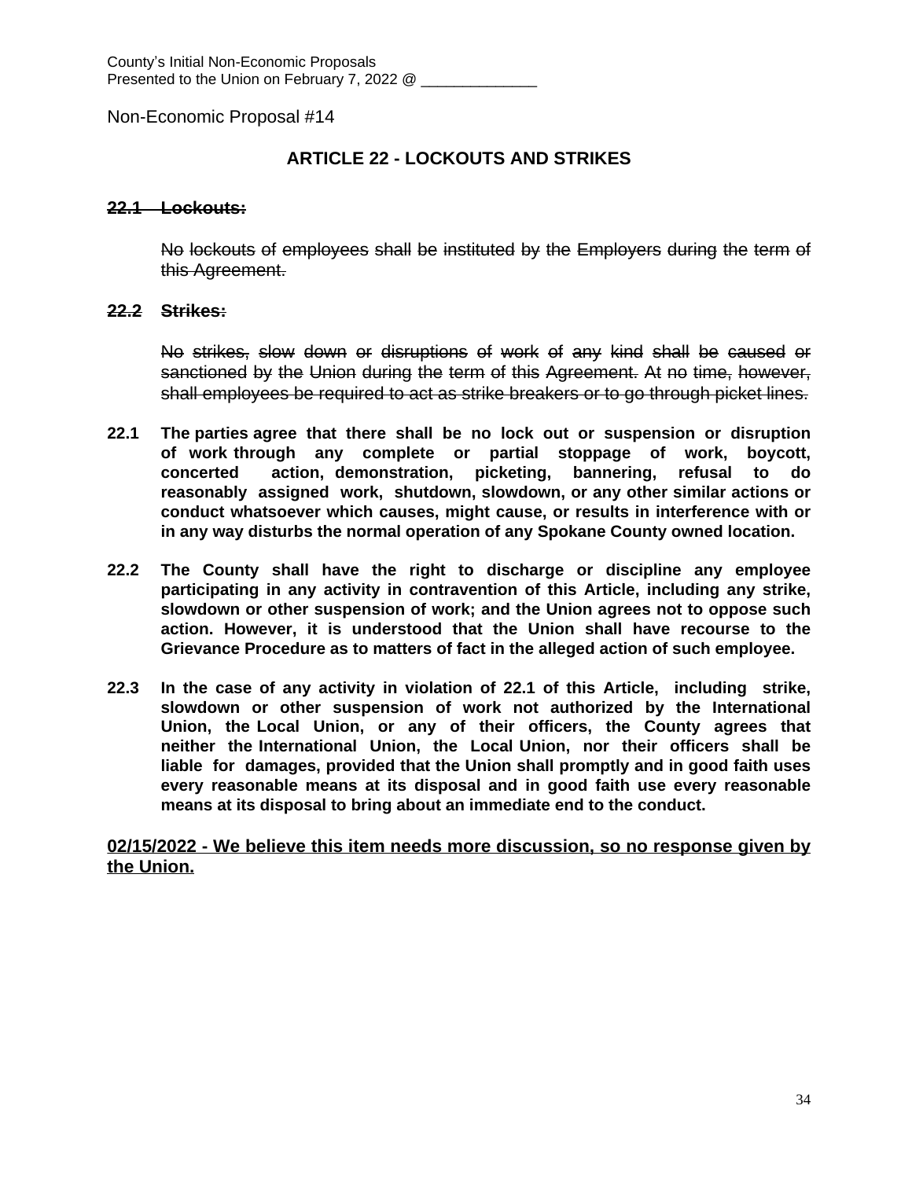County's Initial Non-Economic Proposals
Presented to the Union on February 7, 2022 @ ______________

Non-Economic Proposal #14

## ARTICLE 22 - LOCKOUTS AND STRIKES

~~**22.1 Lockouts:**~~

~~No lockouts of employees shall be instituted by the Employers during the term of this Agreement.~~

~~**22.2 Strikes:**~~

~~No strikes, slow down or disruptions of work of any kind shall be caused or sanctioned by the Union during the term of this Agreement. At no time, however, shall employees be required to act as strike breakers or to go through picket lines.~~

**22.1 The parties agree that there shall be no lock out or suspension or disruption of work through any complete or partial stoppage of work, boycott, concerted action, demonstration, picketing, bannering, refusal to do reasonably assigned work, shutdown, slowdown, or any other similar actions or conduct whatsoever which causes, might cause, or results in interference with or in any way disturbs the normal operation of any Spokane County owned location.**

**22.2 The County shall have the right to discharge or discipline any employee participating in any activity in contravention of this Article, including any strike, slowdown or other suspension of work; and the Union agrees not to oppose such action. However, it is understood that the Union shall have recourse to the Grievance Procedure as to matters of fact in the alleged action of such employee.**

**22.3 In the case of any activity in violation of 22.1 of this Article, including strike, slowdown or other suspension of work not authorized by the International Union, the Local Union, or any of their officers, the County agrees that neither the International Union, the Local Union, nor their officers shall be liable for damages, provided that the Union shall promptly and in good faith uses every reasonable means at its disposal and in good faith use every reasonable means at its disposal to bring about an immediate end to the conduct.**

<u>**02/15/2022 - We believe this item needs more discussion, so no response given by the Union.**</u>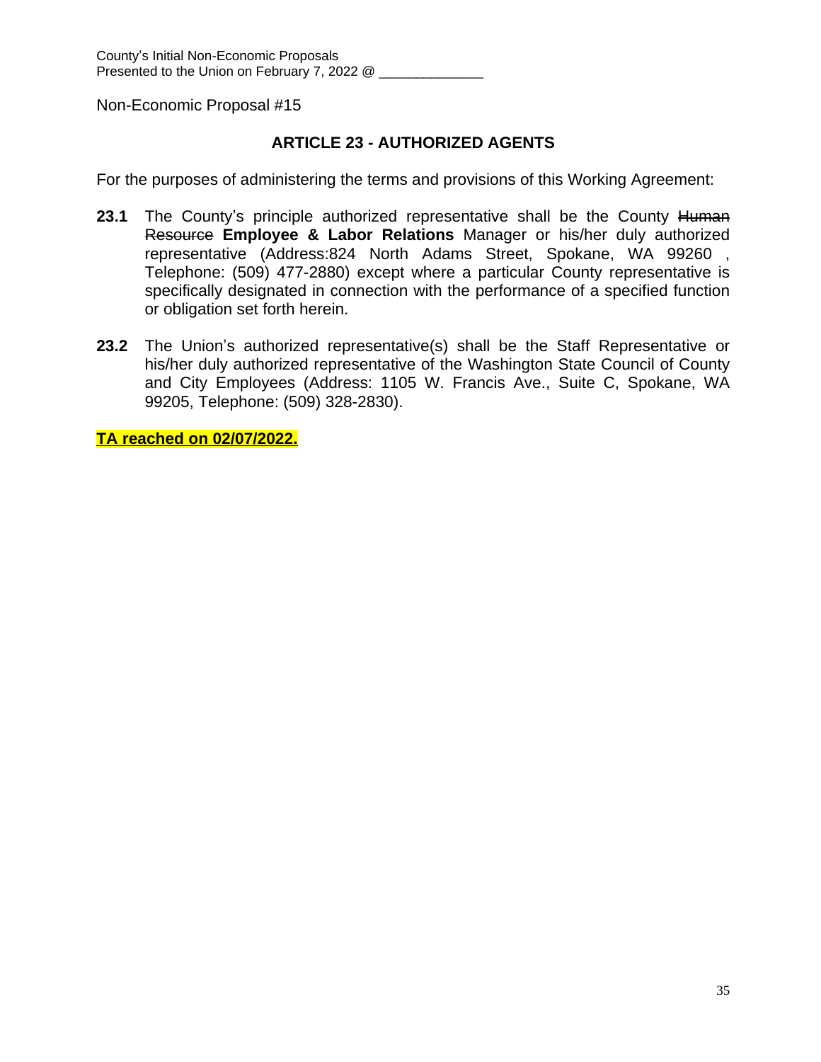County's Initial Non-Economic Proposals
Presented to the Union on February 7, 2022 @ ______________

Non-Economic Proposal #15

## ARTICLE 23 - AUTHORIZED AGENTS

For the purposes of administering the terms and provisions of this Working Agreement:

**23.1** The County's principle authorized representative shall be the County ~~Human Resource~~ **Employee & Labor Relations** Manager or his/her duly authorized representative (Address:824 North Adams Street, Spokane, WA 99260 , Telephone: (509) 477-2880) except where a particular County representative is specifically designated in connection with the performance of a specified function or obligation set forth herein.

**23.2** The Union's authorized representative(s) shall be the Staff Representative or his/her duly authorized representative of the Washington State Council of County and City Employees (Address: 1105 W. Francis Ave., Suite C, Spokane, WA 99205, Telephone: (509) 328-2830).

**TA reached on 02/07/2022.**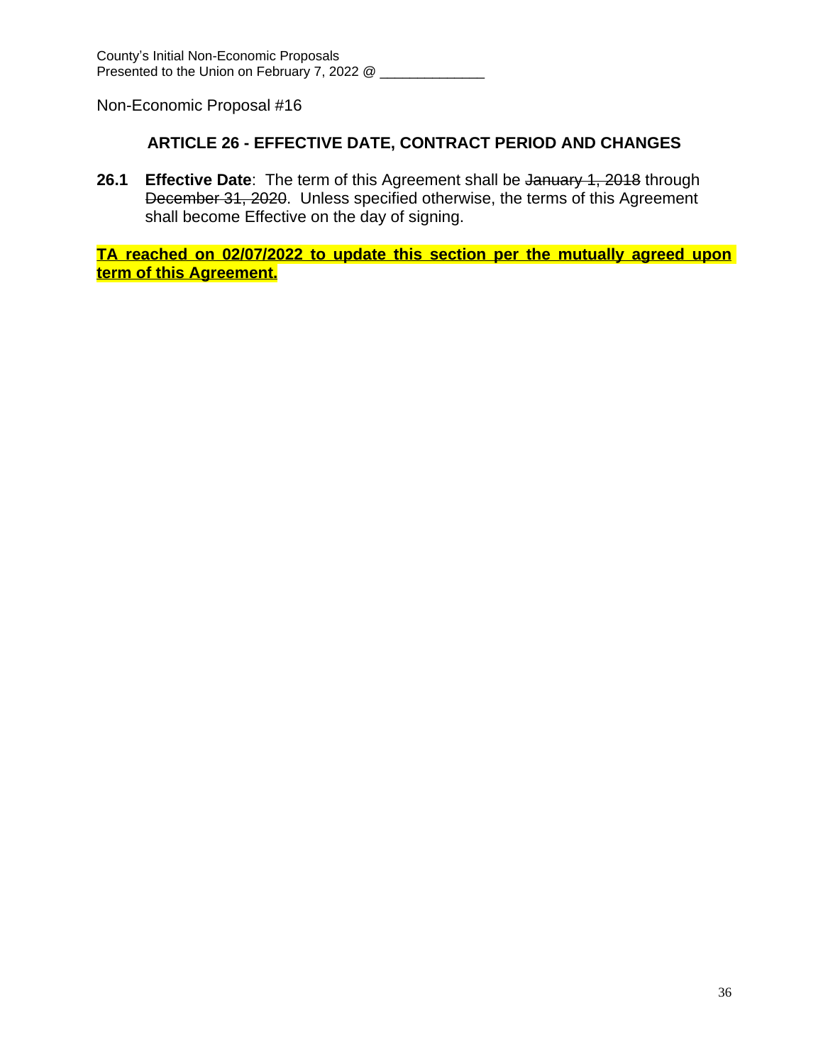County's Initial Non-Economic Proposals
Presented to the Union on February 7, 2022 @ ______________

Non-Economic Proposal #16

## ARTICLE 26 - EFFECTIVE DATE, CONTRACT PERIOD AND CHANGES

**26.1** **Effective Date**: The term of this Agreement shall be ~~January 1, 2018~~ through ~~December 31, 2020~~. Unless specified otherwise, the terms of this Agreement shall become Effective on the day of signing.

**TA reached on 02/07/2022 to update this section per the mutually agreed upon term of this Agreement.**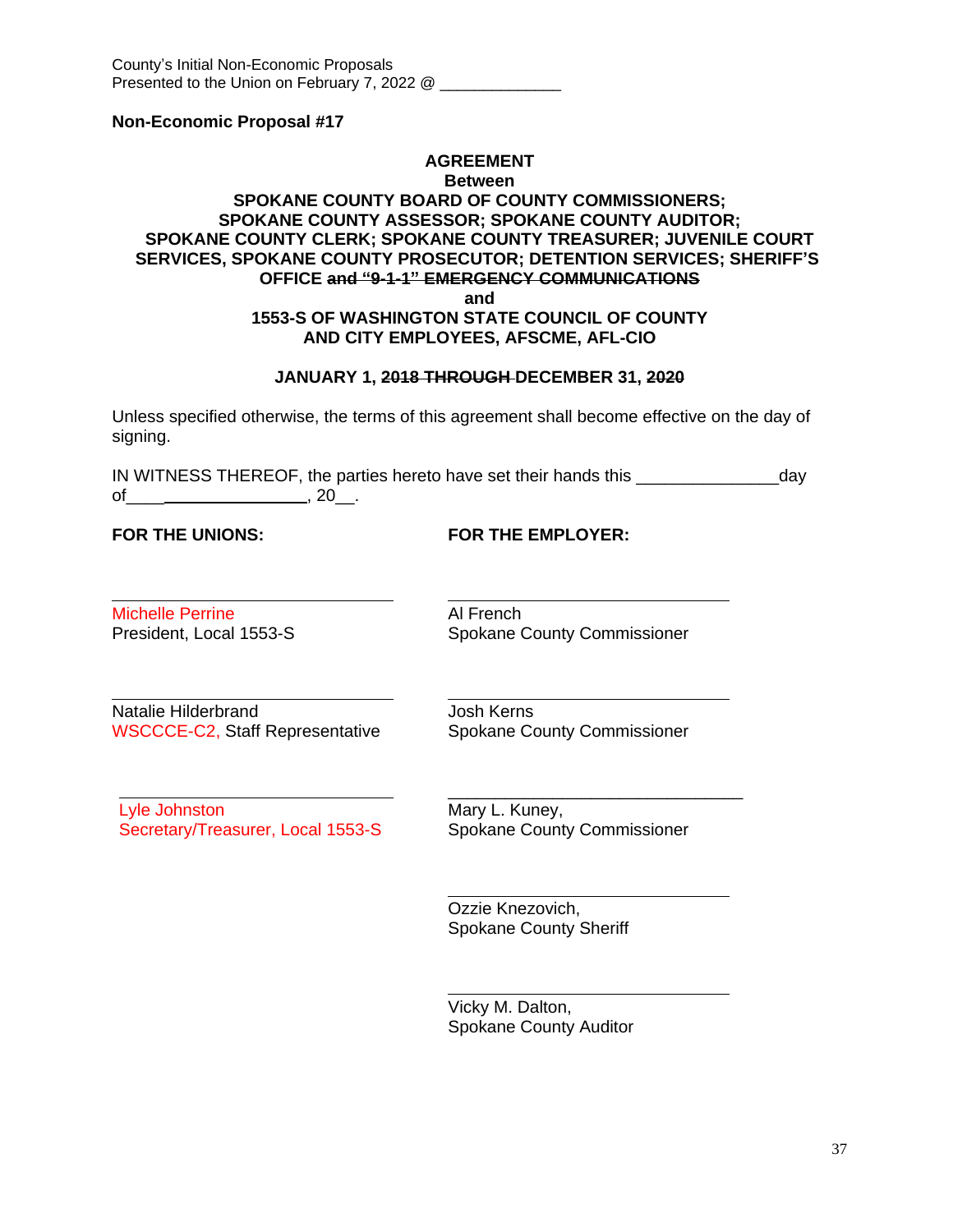County's Initial Non-Economic Proposals
Presented to the Union on February 7, 2022 @ _____________

**Non-Economic Proposal #17**

**AGREEMENT**
**Between**
**SPOKANE COUNTY BOARD OF COUNTY COMMISSIONERS;**
**SPOKANE COUNTY ASSESSOR; SPOKANE COUNTY AUDITOR;**
**SPOKANE COUNTY CLERK; SPOKANE COUNTY TREASURER; JUVENILE COURT SERVICES, SPOKANE COUNTY PROSECUTOR; DETENTION SERVICES; SHERIFF'S OFFICE ~~and "9-1-1" EMERGENCY COMMUNICATIONS~~**
**and**
**1553-S OF WASHINGTON STATE COUNCIL OF COUNTY AND CITY EMPLOYEES, AFSCME, AFL-CIO**

**JANUARY 1, ~~2018 THROUGH~~ DECEMBER 31, ~~2020~~**

Unless specified otherwise, the terms of this agreement shall become effective on the day of signing.

IN WITNESS THEREOF, the parties hereto have set their hands this _______________day of____________________, 20__.

| **FOR THE UNIONS:** | **FOR THE EMPLOYER:** |
|---|---|
| ______________________________<br>Michelle Perrine<br>President, Local 1553-S | ______________________________<br>Al French<br>Spokane County Commissioner |
| ______________________________<br>Natalie Hilderbrand<br>WSCCCE-C2, Staff Representative | ______________________________<br>Josh Kerns<br>Spokane County Commissioner |
| ______________________________<br>Lyle Johnston<br>Secretary/Treasurer, Local 1553-S | ______________________________<br>Mary L. Kuney,<br>Spokane County Commissioner |
| | ______________________________<br>Ozzie Knezovich,<br>Spokane County Sheriff |
| | ______________________________<br>Vicky M. Dalton,<br>Spokane County Auditor |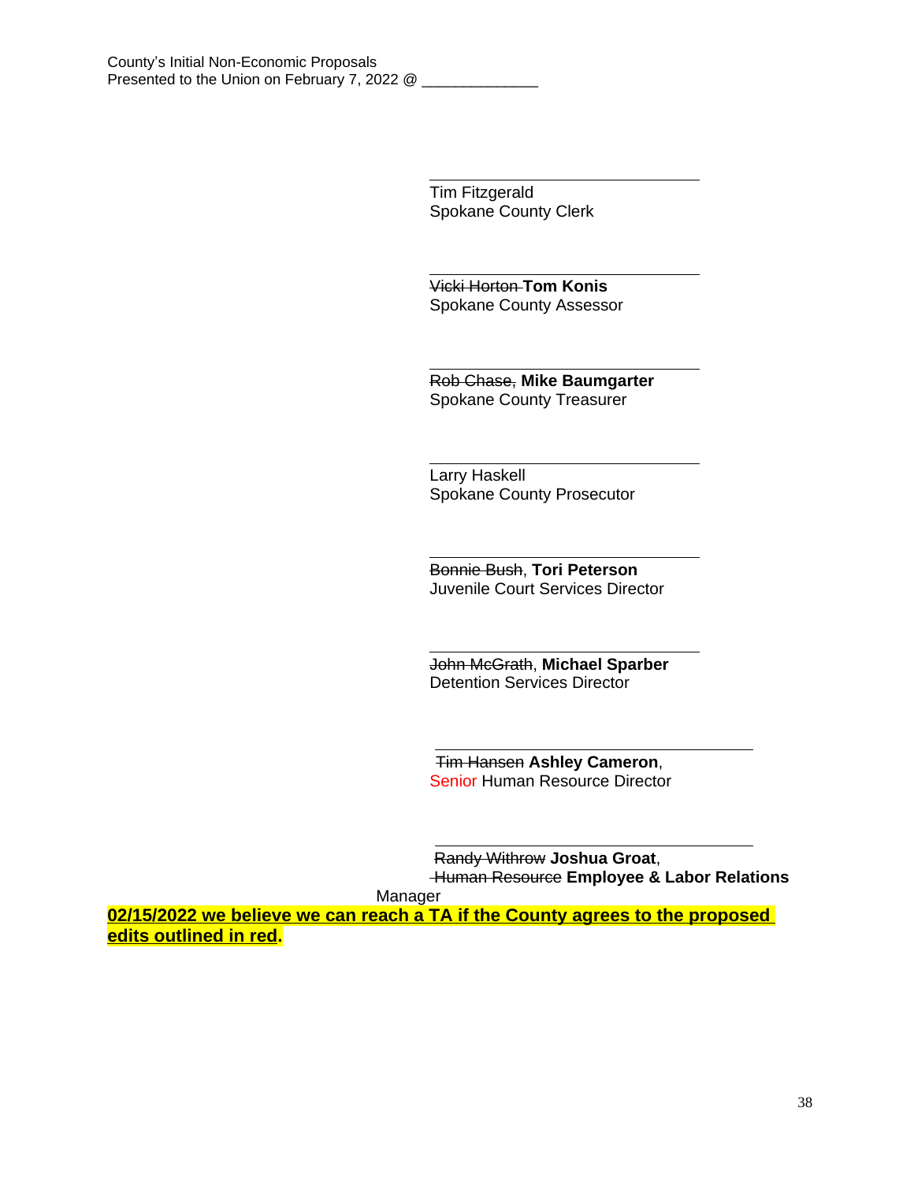County's Initial Non-Economic Proposals
Presented to the Union on February 7, 2022 @ ______________

\_\_\_\_\_\_\_\_\_\_\_\_\_\_\_\_\_\_\_\_\_\_\_\_\_\_\_\_\_\_
Tim Fitzgerald
Spokane County Clerk

\_\_\_\_\_\_\_\_\_\_\_\_\_\_\_\_\_\_\_\_\_\_\_\_\_\_\_\_\_\_
~~Vicki Horton~~ **Tom Konis**
Spokane County Assessor

\_\_\_\_\_\_\_\_\_\_\_\_\_\_\_\_\_\_\_\_\_\_\_\_\_\_\_\_\_\_
~~Rob Chase,~~ **Mike Baumgarter**
Spokane County Treasurer

\_\_\_\_\_\_\_\_\_\_\_\_\_\_\_\_\_\_\_\_\_\_\_\_\_\_\_\_\_\_
Larry Haskell
Spokane County Prosecutor

\_\_\_\_\_\_\_\_\_\_\_\_\_\_\_\_\_\_\_\_\_\_\_\_\_\_\_\_\_\_
~~Bonnie Bush~~, **Tori Peterson**
Juvenile Court Services Director

\_\_\_\_\_\_\_\_\_\_\_\_\_\_\_\_\_\_\_\_\_\_\_\_\_\_\_\_\_\_
~~John McGrath~~, **Michael Sparber**
Detention Services Director

\_\_\_\_\_\_\_\_\_\_\_\_\_\_\_\_\_\_\_\_\_\_\_\_\_\_\_\_\_\_
~~Tim Hansen~~ **Ashley Cameron**,
Senior Human Resource Director

\_\_\_\_\_\_\_\_\_\_\_\_\_\_\_\_\_\_\_\_\_\_\_\_\_\_\_\_\_\_
~~Randy Withrow~~ **Joshua Groat**,
~~Human Resource~~ **Employee & Labor Relations** Manager

**02/15/2022 we believe we can reach a TA if the County agrees to the proposed edits outlined in red.**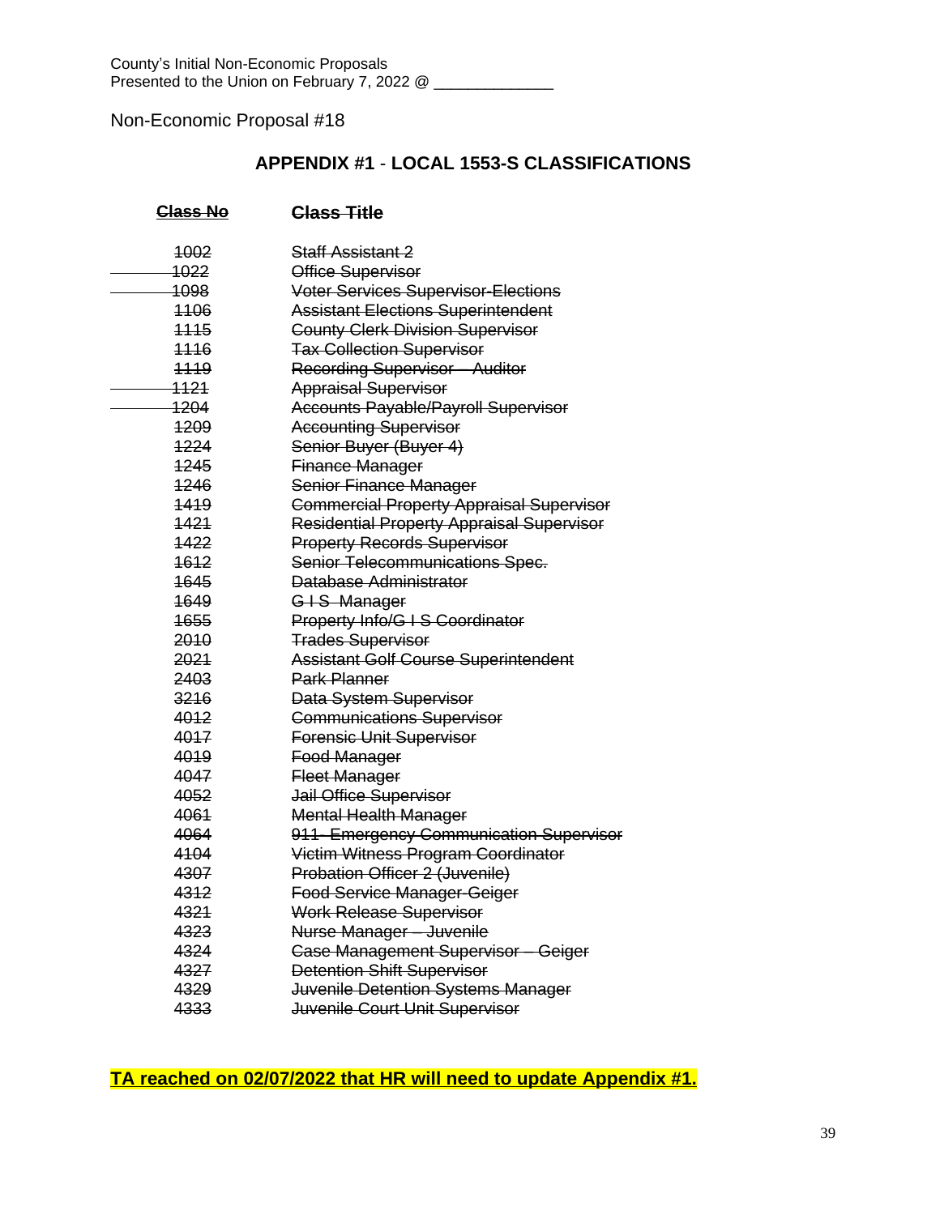County's Initial Non-Economic Proposals
Presented to the Union on February 7, 2022 @ ______________

Non-Economic Proposal #18

## APPENDIX #1 - LOCAL 1553-S CLASSIFICATIONS

| ~~Class No~~ | ~~Class Title~~ |
|---|---|
| ~~1002~~ | ~~Staff Assistant 2~~ |
| ~~1022~~ | ~~Office Supervisor~~ |
| ~~1098~~ | ~~Voter Services Supervisor-Elections~~ |
| ~~1106~~ | ~~Assistant Elections Superintendent~~ |
| ~~1115~~ | ~~County Clerk Division Supervisor~~ |
| ~~1116~~ | ~~Tax Collection Supervisor~~ |
| ~~1119~~ | ~~Recording Supervisor – Auditor~~ |
| ~~1121~~ | ~~Appraisal Supervisor~~ |
| ~~1204~~ | ~~Accounts Payable/Payroll Supervisor~~ |
| ~~1209~~ | ~~Accounting Supervisor~~ |
| ~~1224~~ | ~~Senior Buyer (Buyer 4)~~ |
| ~~1245~~ | ~~Finance Manager~~ |
| ~~1246~~ | ~~Senior Finance Manager~~ |
| ~~1419~~ | ~~Commercial Property Appraisal Supervisor~~ |
| ~~1421~~ | ~~Residential Property Appraisal Supervisor~~ |
| ~~1422~~ | ~~Property Records Supervisor~~ |
| ~~1612~~ | ~~Senior Telecommunications Spec.~~ |
| ~~1645~~ | ~~Database Administrator~~ |
| ~~1649~~ | ~~G I S Manager~~ |
| ~~1655~~ | ~~Property Info/G I S Coordinator~~ |
| ~~2010~~ | ~~Trades Supervisor~~ |
| ~~2021~~ | ~~Assistant Golf Course Superintendent~~ |
| ~~2403~~ | ~~Park Planner~~ |
| ~~3216~~ | ~~Data System Supervisor~~ |
| ~~4012~~ | ~~Communications Supervisor~~ |
| ~~4017~~ | ~~Forensic Unit Supervisor~~ |
| ~~4019~~ | ~~Food Manager~~ |
| ~~4047~~ | ~~Fleet Manager~~ |
| ~~4052~~ | ~~Jail Office Supervisor~~ |
| ~~4061~~ | ~~Mental Health Manager~~ |
| ~~4064~~ | ~~911- Emergency Communication Supervisor~~ |
| ~~4104~~ | ~~Victim Witness Program Coordinator~~ |
| ~~4307~~ | ~~Probation Officer 2 (Juvenile)~~ |
| ~~4312~~ | ~~Food Service Manager-Geiger~~ |
| ~~4321~~ | ~~Work Release Supervisor~~ |
| ~~4323~~ | ~~Nurse Manager – Juvenile~~ |
| ~~4324~~ | ~~Case Management Supervisor – Geiger~~ |
| ~~4327~~ | ~~Detention Shift Supervisor~~ |
| ~~4329~~ | ~~Juvenile Detention Systems Manager~~ |
| ~~4333~~ | ~~Juvenile Court Unit Supervisor~~ |

**TA reached on 02/07/2022 that HR will need to update Appendix #1.**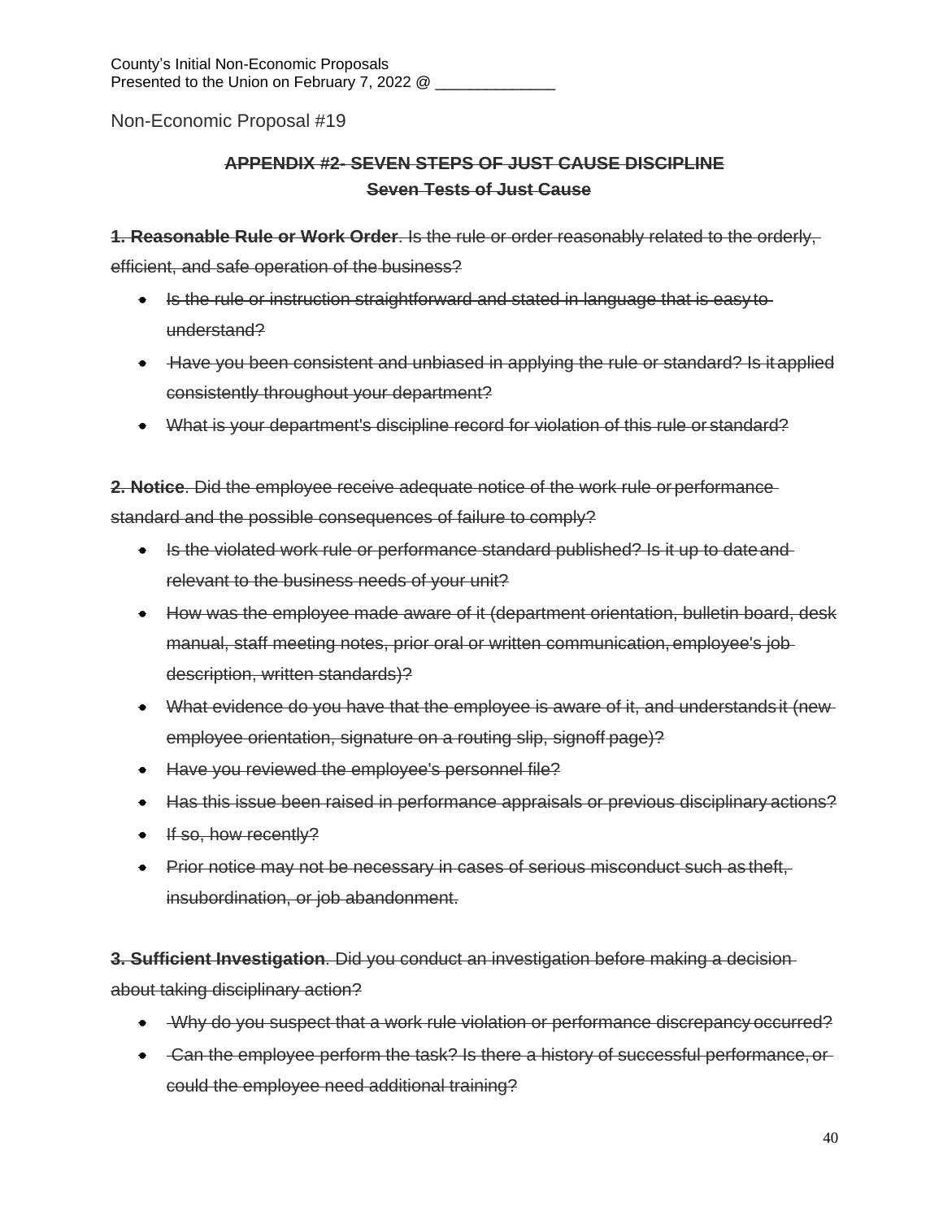County's Initial Non-Economic Proposals
Presented to the Union on February 7, 2022 @ \_\_\_\_\_\_\_\_\_\_\_\_\_\_

Non-Economic Proposal #19

## ~~APPENDIX #2- SEVEN STEPS OF JUST CAUSE DISCIPLINE~~
## ~~Seven Tests of Just Cause~~

~~**1. Reasonable Rule or Work Order**. Is the rule or order reasonably related to the orderly, efficient, and safe operation of the business?~~

- ~~Is the rule or instruction straightforward and stated in language that is easy to understand?~~
- ~~Have you been consistent and unbiased in applying the rule or standard? Is it applied consistently throughout your department?~~
- ~~What is your department's discipline record for violation of this rule or standard?~~

~~**2. Notice**. Did the employee receive adequate notice of the work rule or performance standard and the possible consequences of failure to comply?~~

- ~~Is the violated work rule or performance standard published? Is it up to date and relevant to the business needs of your unit?~~
- ~~How was the employee made aware of it (department orientation, bulletin board, desk manual, staff meeting notes, prior oral or written communication, employee's job description, written standards)?~~
- ~~What evidence do you have that the employee is aware of it, and understands it (new employee orientation, signature on a routing slip, signoff page)?~~
- ~~Have you reviewed the employee's personnel file?~~
- ~~Has this issue been raised in performance appraisals or previous disciplinary actions?~~
- ~~If so, how recently?~~
- ~~Prior notice may not be necessary in cases of serious misconduct such as theft, insubordination, or job abandonment.~~

~~**3. Sufficient Investigation**. Did you conduct an investigation before making a decision about taking disciplinary action?~~

- ~~Why do you suspect that a work rule violation or performance discrepancy occurred?~~
- ~~Can the employee perform the task? Is there a history of successful performance, or could the employee need additional training?~~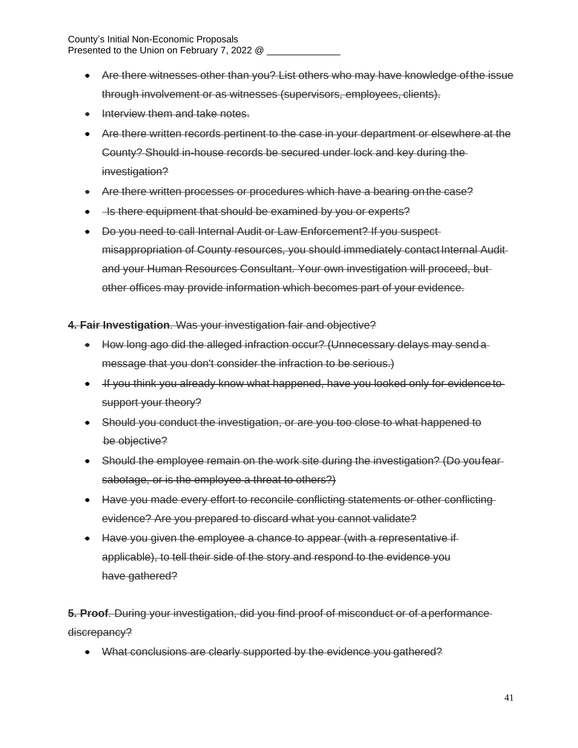- ~~Are there witnesses other than you? List others who may have knowledge of the issue through involvement or as witnesses (supervisors, employees, clients).~~
- ~~Interview them and take notes.~~
- ~~Are there written records pertinent to the case in your department or elsewhere at the County? Should in-house records be secured under lock and key during the investigation?~~
- ~~Are there written processes or procedures which have a bearing on the case?~~
- ~~Is there equipment that should be examined by you or experts?~~
- ~~Do you need to call Internal Audit or Law Enforcement? If you suspect misappropriation of County resources, you should immediately contact Internal Audit and your Human Resources Consultant. Your own investigation will proceed, but other offices may provide information which becomes part of your evidence.~~

~~**4. Fair Investigation**. Was your investigation fair and objective?~~

- ~~How long ago did the alleged infraction occur? (Unnecessary delays may send a message that you don't consider the infraction to be serious.)~~
- ~~If you think you already know what happened, have you looked only for evidence to support your theory?~~
- ~~Should you conduct the investigation, or are you too close to what happened to be objective?~~
- ~~Should the employee remain on the work site during the investigation? (Do you fear sabotage, or is the employee a threat to others?)~~
- ~~Have you made every effort to reconcile conflicting statements or other conflicting evidence? Are you prepared to discard what you cannot validate?~~
- ~~Have you given the employee a chance to appear (with a representative if applicable), to tell their side of the story and respond to the evidence you have gathered?~~

~~**5. Proof**. During your investigation, did you find proof of misconduct or of a performance discrepancy?~~

- ~~What conclusions are clearly supported by the evidence you gathered?~~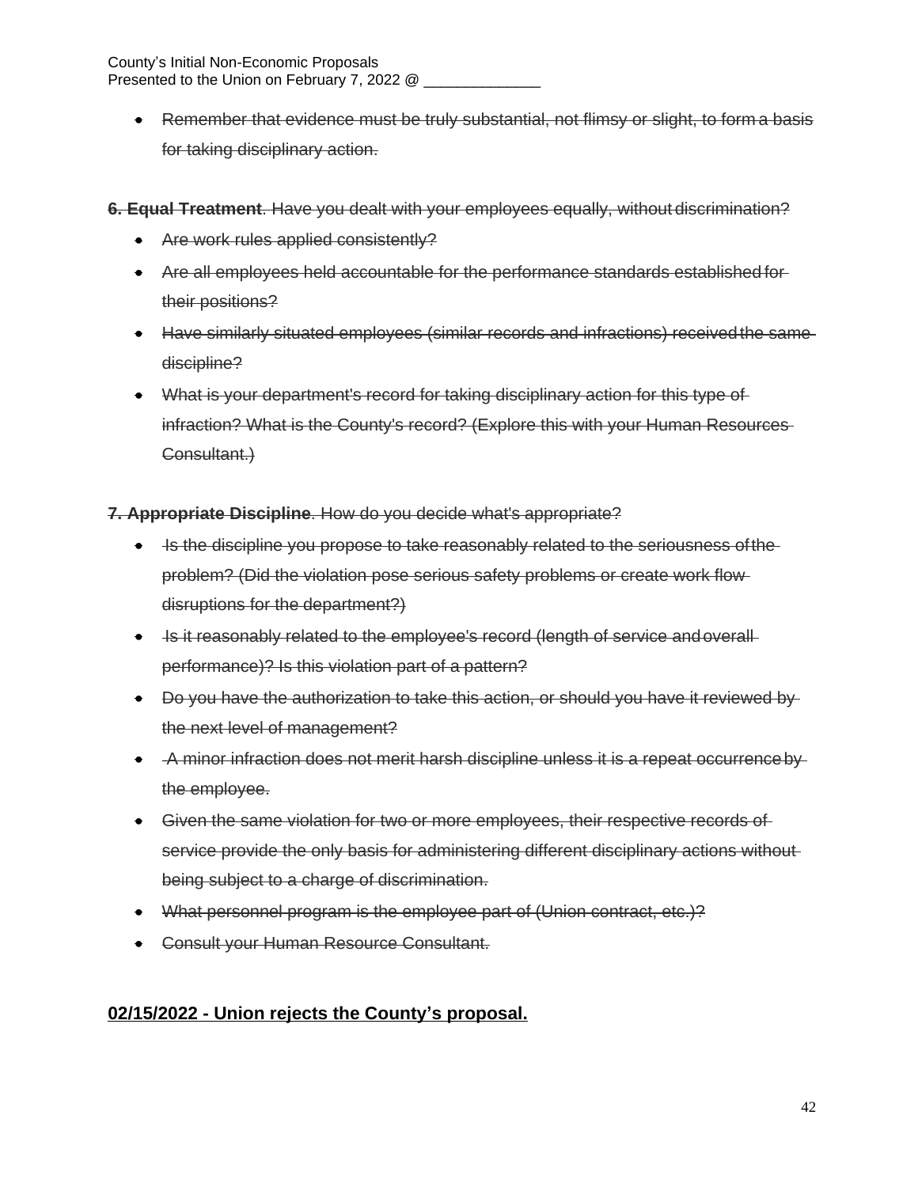- ~~Remember that evidence must be truly substantial, not flimsy or slight, to form a basis for taking disciplinary action.~~

~~**6. Equal Treatment**. Have you dealt with your employees equally, without discrimination?~~

- ~~Are work rules applied consistently?~~
- ~~Are all employees held accountable for the performance standards established for their positions?~~
- ~~Have similarly situated employees (similar records and infractions) received the same discipline?~~
- ~~What is your department's record for taking disciplinary action for this type of infraction? What is the County's record? (Explore this with your Human Resources Consultant.)~~

~~**7. Appropriate Discipline**. How do you decide what's appropriate?~~

- ~~Is the discipline you propose to take reasonably related to the seriousness of the problem? (Did the violation pose serious safety problems or create work flow disruptions for the department?)~~
- ~~Is it reasonably related to the employee's record (length of service and overall performance)? Is this violation part of a pattern?~~
- ~~Do you have the authorization to take this action, or should you have it reviewed by the next level of management?~~
- ~~A minor infraction does not merit harsh discipline unless it is a repeat occurrence by the employee.~~
- ~~Given the same violation for two or more employees, their respective records of service provide the only basis for administering different disciplinary actions without being subject to a charge of discrimination.~~
- ~~What personnel program is the employee part of (Union contract, etc.)?~~
- ~~Consult your Human Resource Consultant.~~

**02/15/2022 - Union rejects the County's proposal.**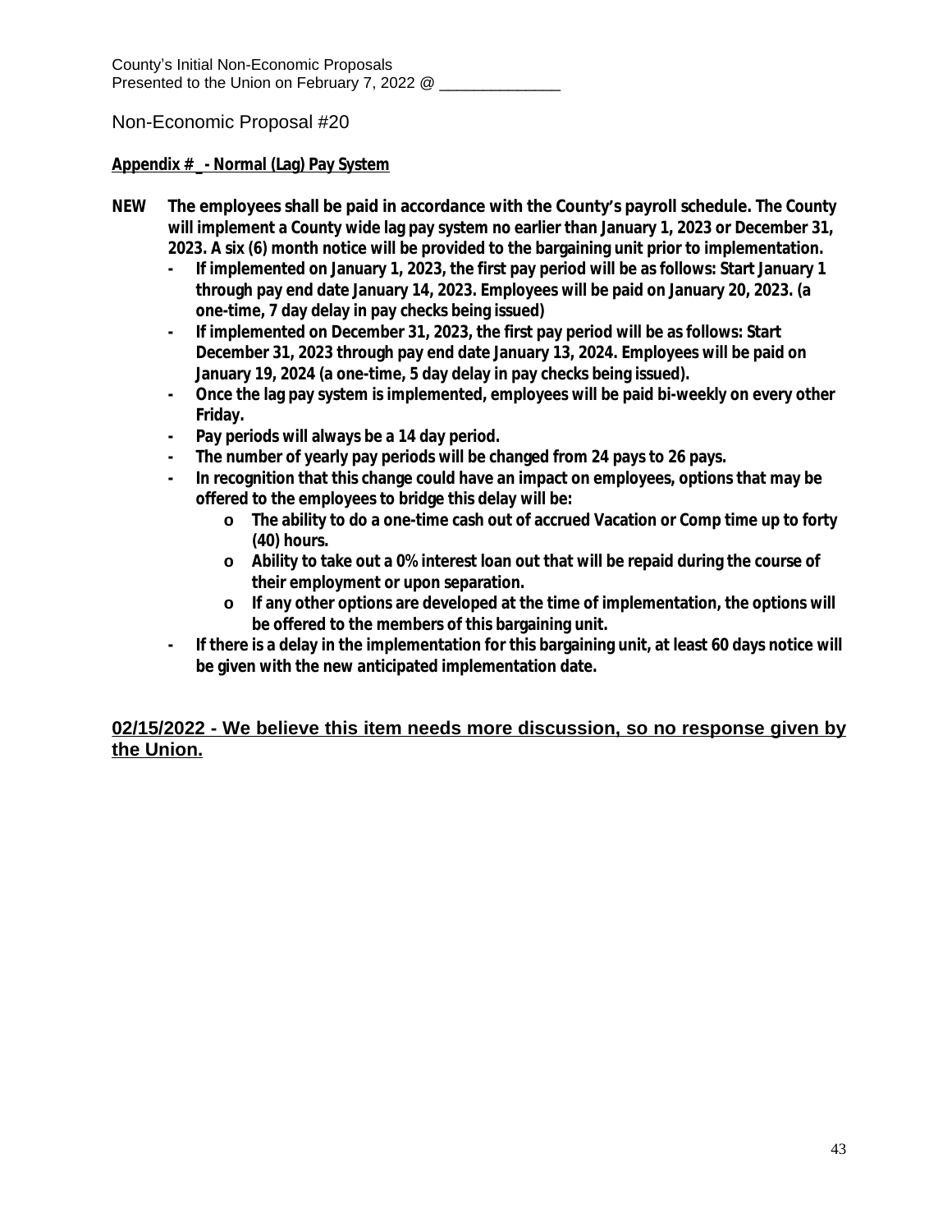County's Initial Non-Economic Proposals
Presented to the Union on February 7, 2022 @ ______________

Non-Economic Proposal #20

**Appendix # _ - Normal (Lag) Pay System**

**NEW** **The employees shall be paid in accordance with the County's payroll schedule. The County will implement a County wide lag pay system no earlier than January 1, 2023 or December 31, 2023. A six (6) month notice will be provided to the bargaining unit prior to implementation.**

- **If implemented on January 1, 2023, the first pay period will be as follows: Start January 1 through pay end date January 14, 2023. Employees will be paid on January 20, 2023. (a one-time, 7 day delay in pay checks being issued)**
- **If implemented on December 31, 2023, the first pay period will be as follows: Start December 31, 2023 through pay end date January 13, 2024. Employees will be paid on January 19, 2024 (a one-time, 5 day delay in pay checks being issued).**
- **Once the lag pay system is implemented, employees will be paid bi-weekly on every other Friday.**
- **Pay periods will always be a 14 day period.**
- **The number of yearly pay periods will be changed from 24 pays to 26 pays.**
- **In recognition that this change could have an impact on employees, options that may be offered to the employees to bridge this delay will be:**
  - **The ability to do a one-time cash out of accrued Vacation or Comp time up to forty (40) hours.**
  - **Ability to take out a 0% interest loan out that will be repaid during the course of their employment or upon separation.**
  - **If any other options are developed at the time of implementation, the options will be offered to the members of this bargaining unit.**
- **If there is a delay in the implementation for this bargaining unit, at least 60 days notice will be given with the new anticipated implementation date.**

**02/15/2022 - We believe this item needs more discussion, so no response given by the Union.**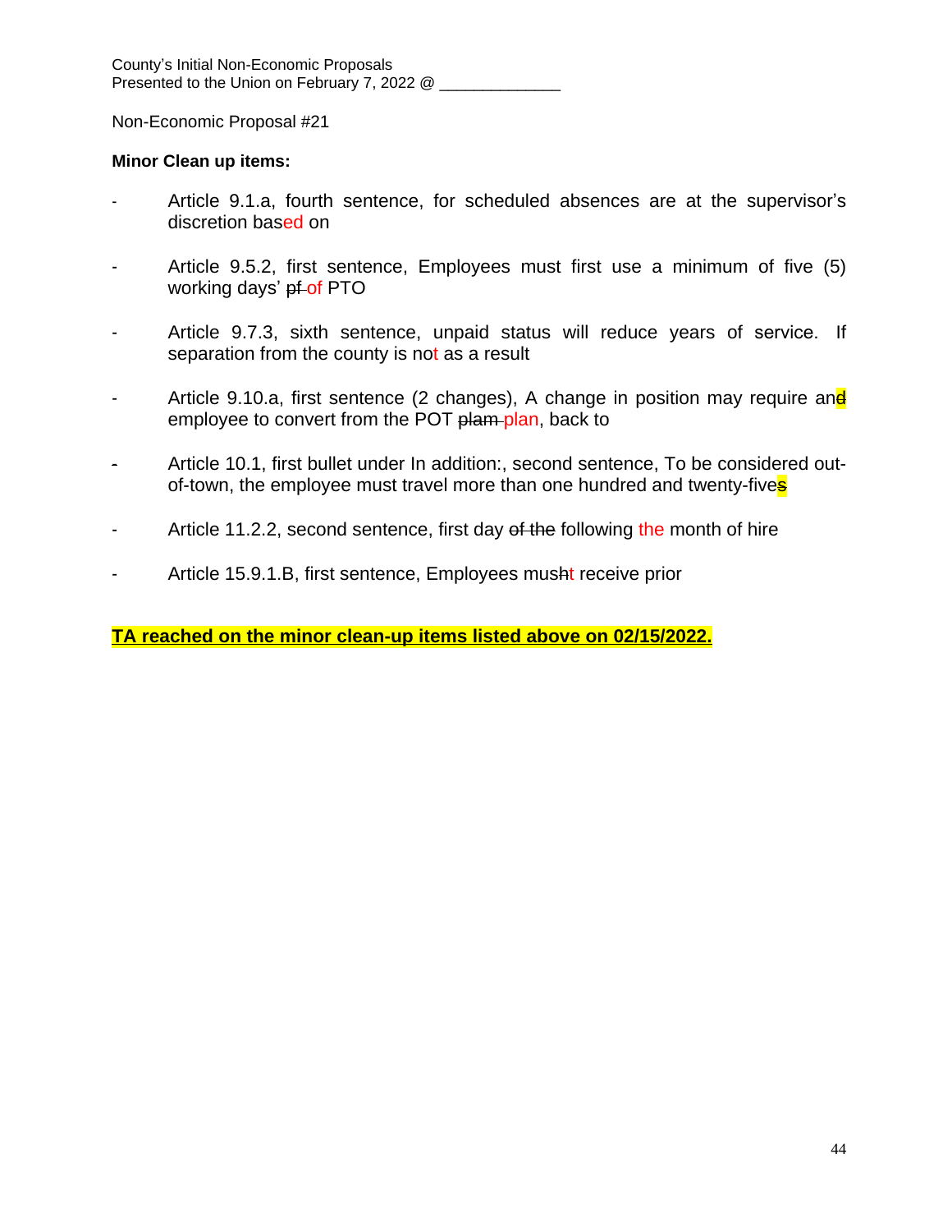County's Initial Non-Economic Proposals
Presented to the Union on February 7, 2022 @ ______________

Non-Economic Proposal #21

**Minor Clean up items:**

- Article 9.1.a, fourth sentence, for scheduled absences are at the supervisor's discretion based on
- Article 9.5.2, first sentence, Employees must first use a minimum of five (5) working days' ~~pf~~ of PTO
- Article 9.7.3, sixth sentence, unpaid status will reduce years of service. If separation from the county is not as a result
- Article 9.10.a, first sentence (2 changes), A change in position may require an~~d~~ employee to convert from the POT ~~plam~~ plan, back to
- Article 10.1, first bullet under In addition:, second sentence, To be considered out-of-town, the employee must travel more than one hundred and twenty-five~~s~~
- Article 11.2.2, second sentence, first day ~~of the~~ following the month of hire
- Article 15.9.1.B, first sentence, Employees mus~~h~~t receive prior

**TA reached on the minor clean-up items listed above on 02/15/2022.**